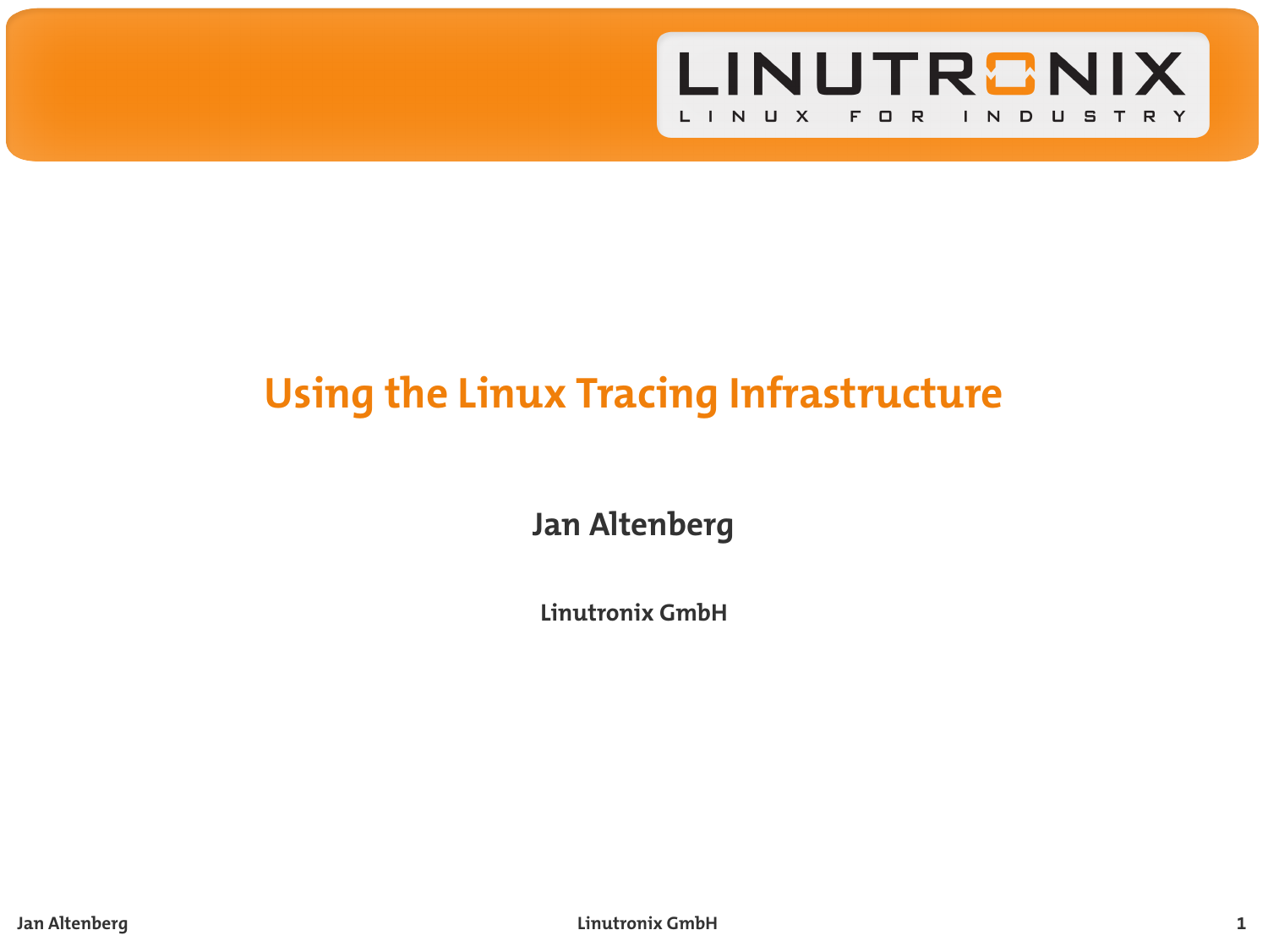# Using the Linux Tracing Infrastructure

**Jan Altenberg**

**Linutronix GmbH**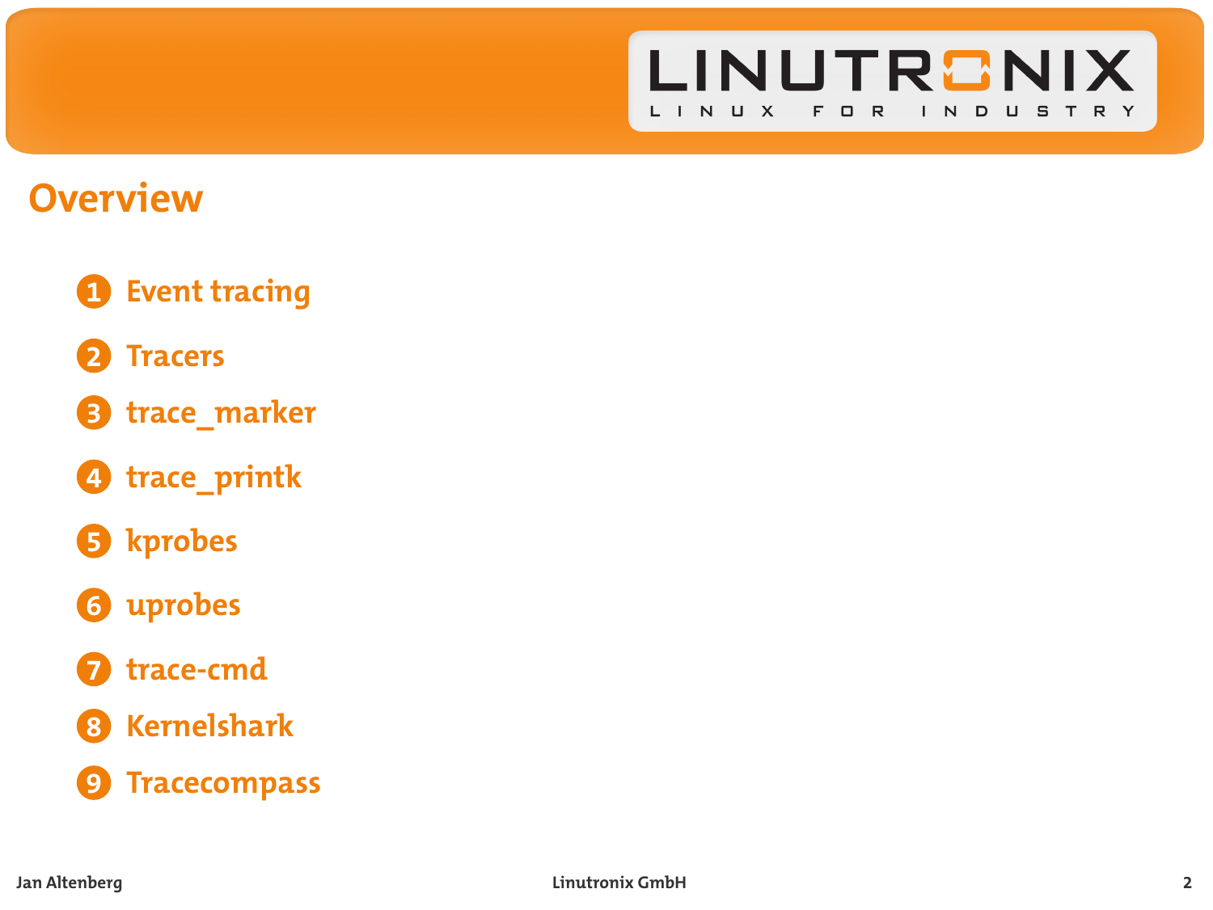# Overview

1. Event tracing
2. Tracers
3. trace_marker
4. trace_printk
5. kprobes
6. uprobes
7. trace-cmd
8. Kernelshark
9. Tracecompass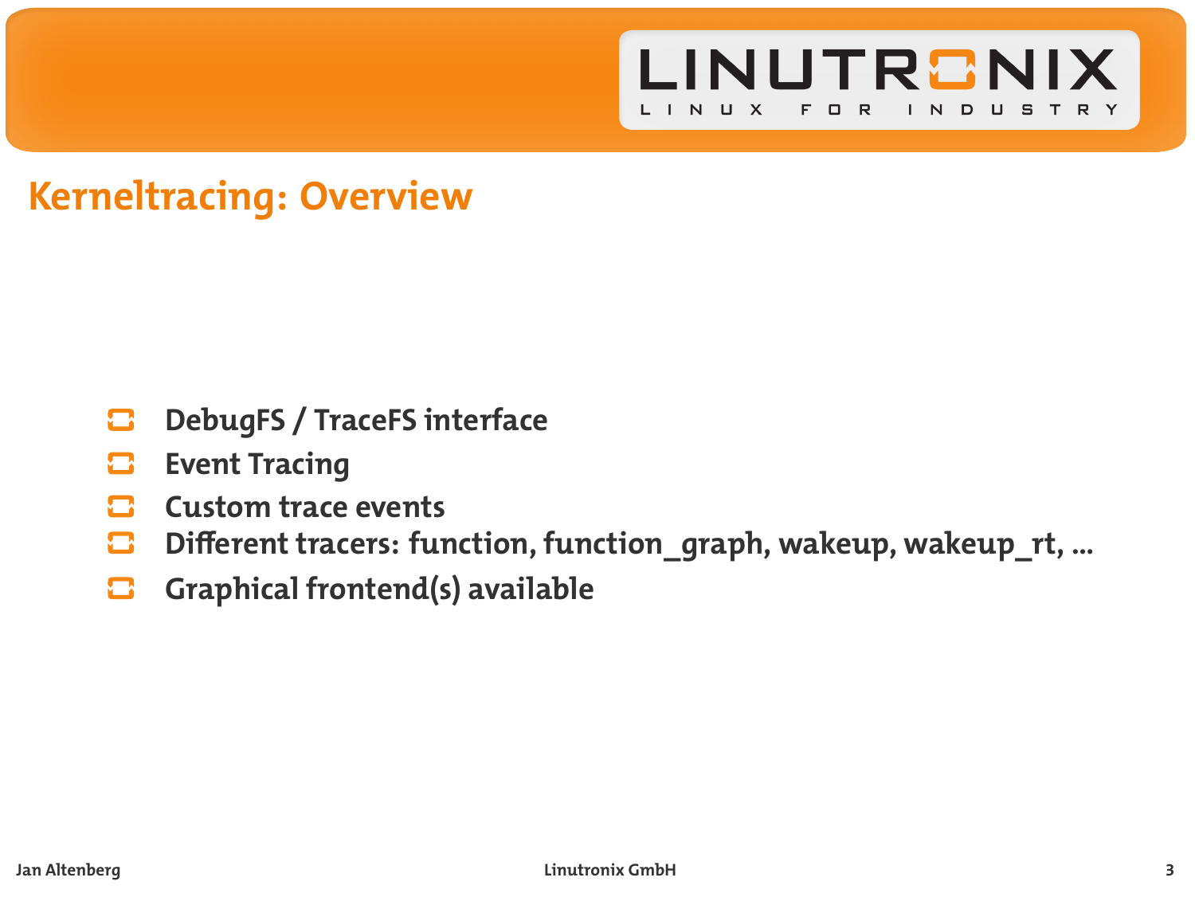# Kerneltracing: Overview

- DebugFS / TraceFS interface
- Event Tracing
- Custom trace events
- Different tracers: function, function_graph, wakeup, wakeup_rt, ...
- Graphical frontend(s) available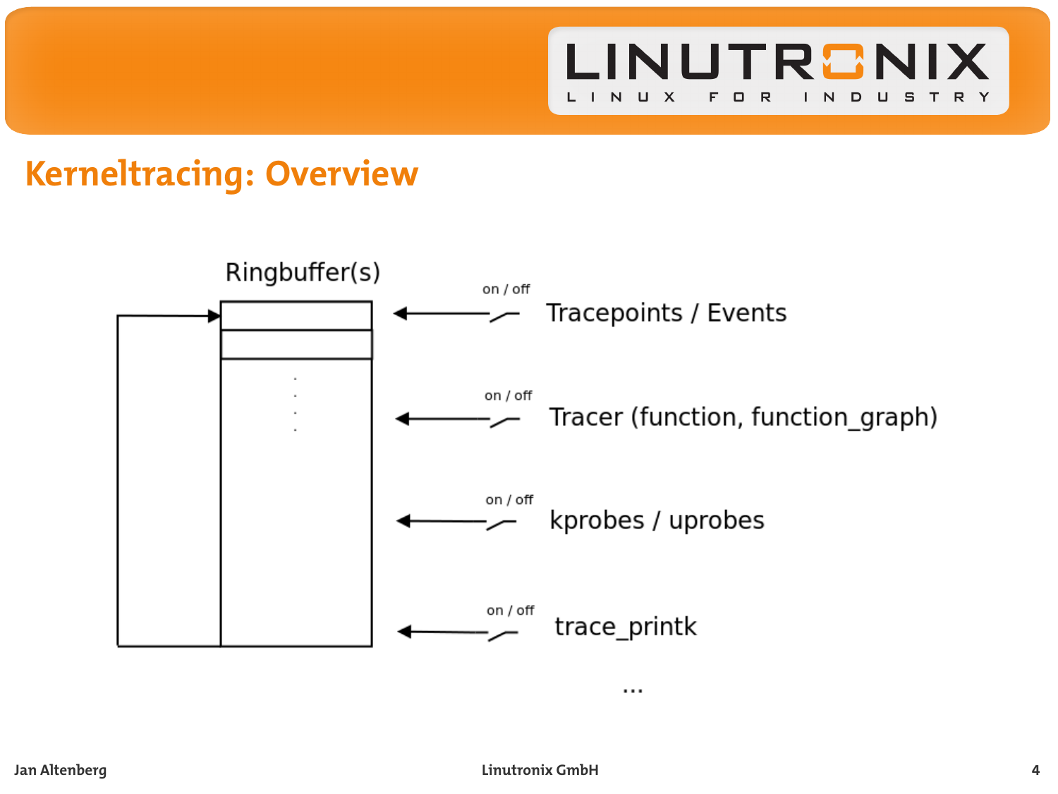# Kerneltracing: Overview

Ringbuffer(s)

on / off — Tracepoints / Events

on / off — Tracer (function, function_graph)

on / off — kprobes / uprobes

on / off — trace_printk

...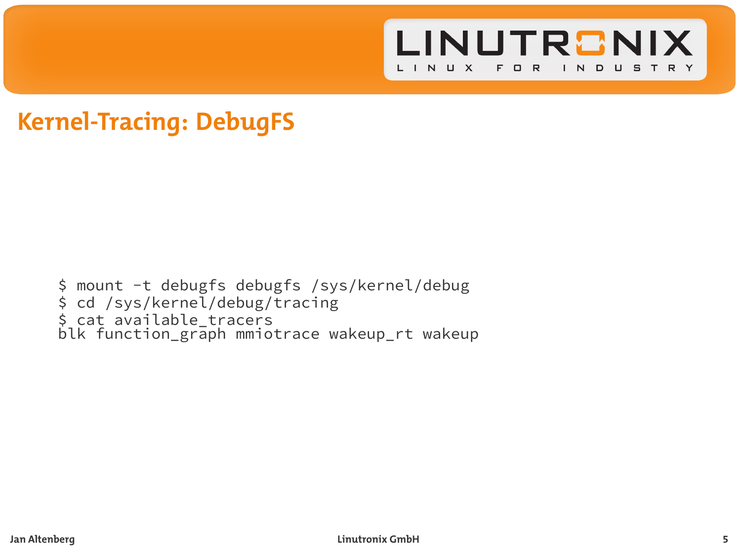## Kernel-Tracing: DebugFS

```
$ mount -t debugfs debugfs /sys/kernel/debug
$ cd /sys/kernel/debug/tracing
$ cat available_tracers
blk function_graph mmiotrace wakeup_rt wakeup
```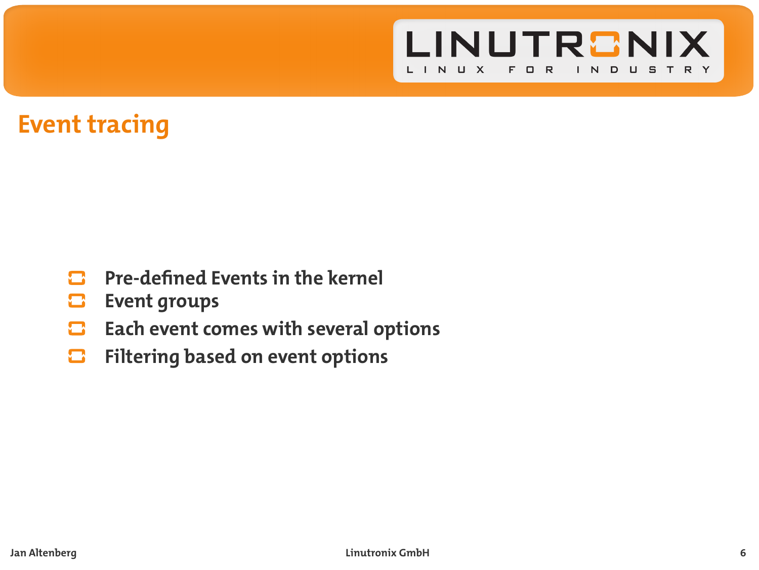# Event tracing

- Pre-defined Events in the kernel
- Event groups
- Each event comes with several options
- Filtering based on event options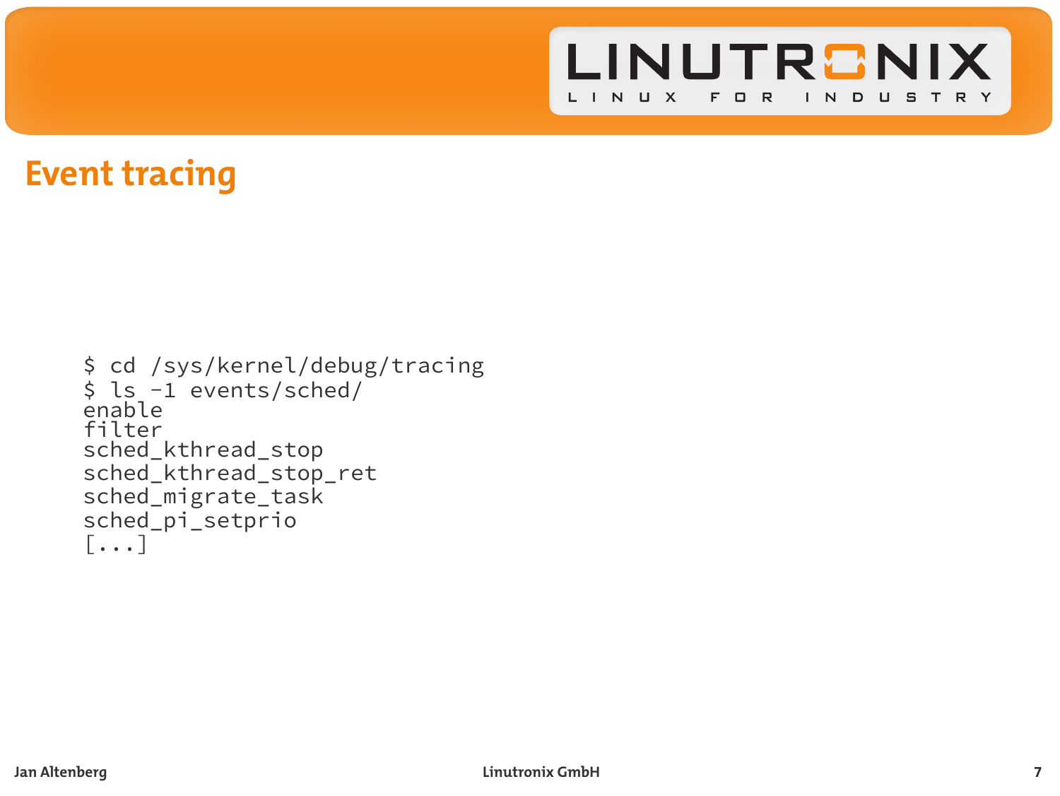# Event tracing

```
$ cd /sys/kernel/debug/tracing
$ ls -1 events/sched/
enable
filter
sched_kthread_stop
sched_kthread_stop_ret
sched_migrate_task
sched_pi_setprio
[...]
```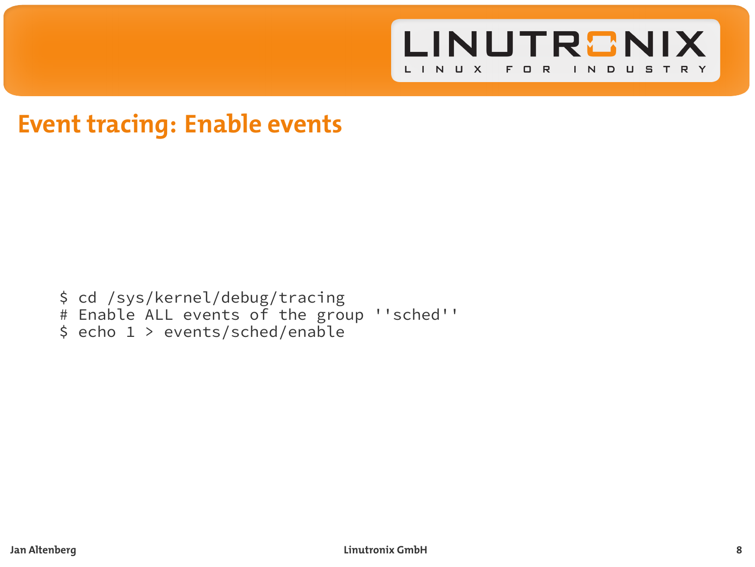# Event tracing: Enable events

```
$ cd /sys/kernel/debug/tracing
# Enable ALL events of the group ''sched''
$ echo 1 > events/sched/enable
```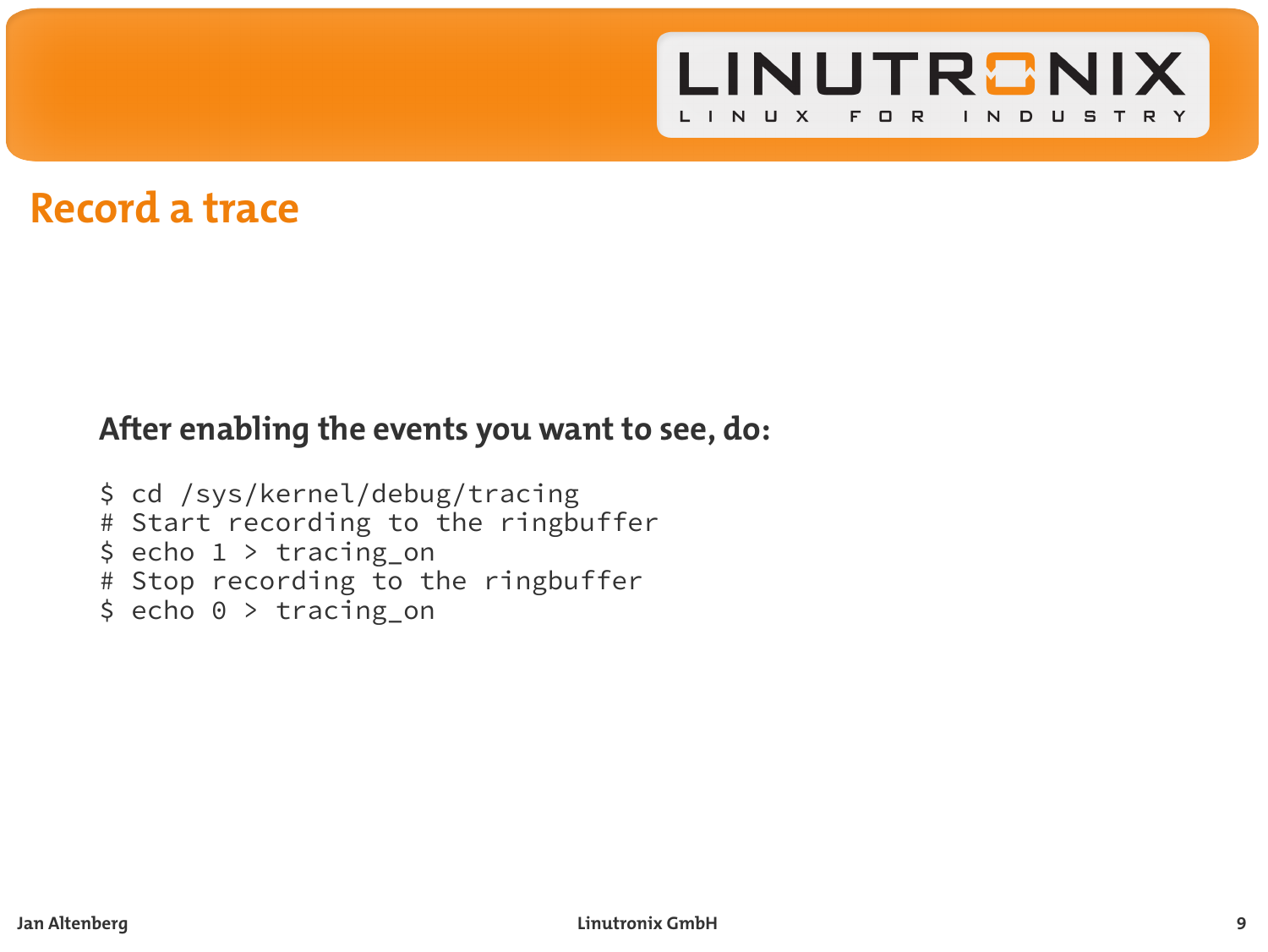# Record a trace

**After enabling the events you want to see, do:**

```
$ cd /sys/kernel/debug/tracing
# Start recording to the ringbuffer
$ echo 1 > tracing_on
# Stop recording to the ringbuffer
$ echo 0 > tracing_on
```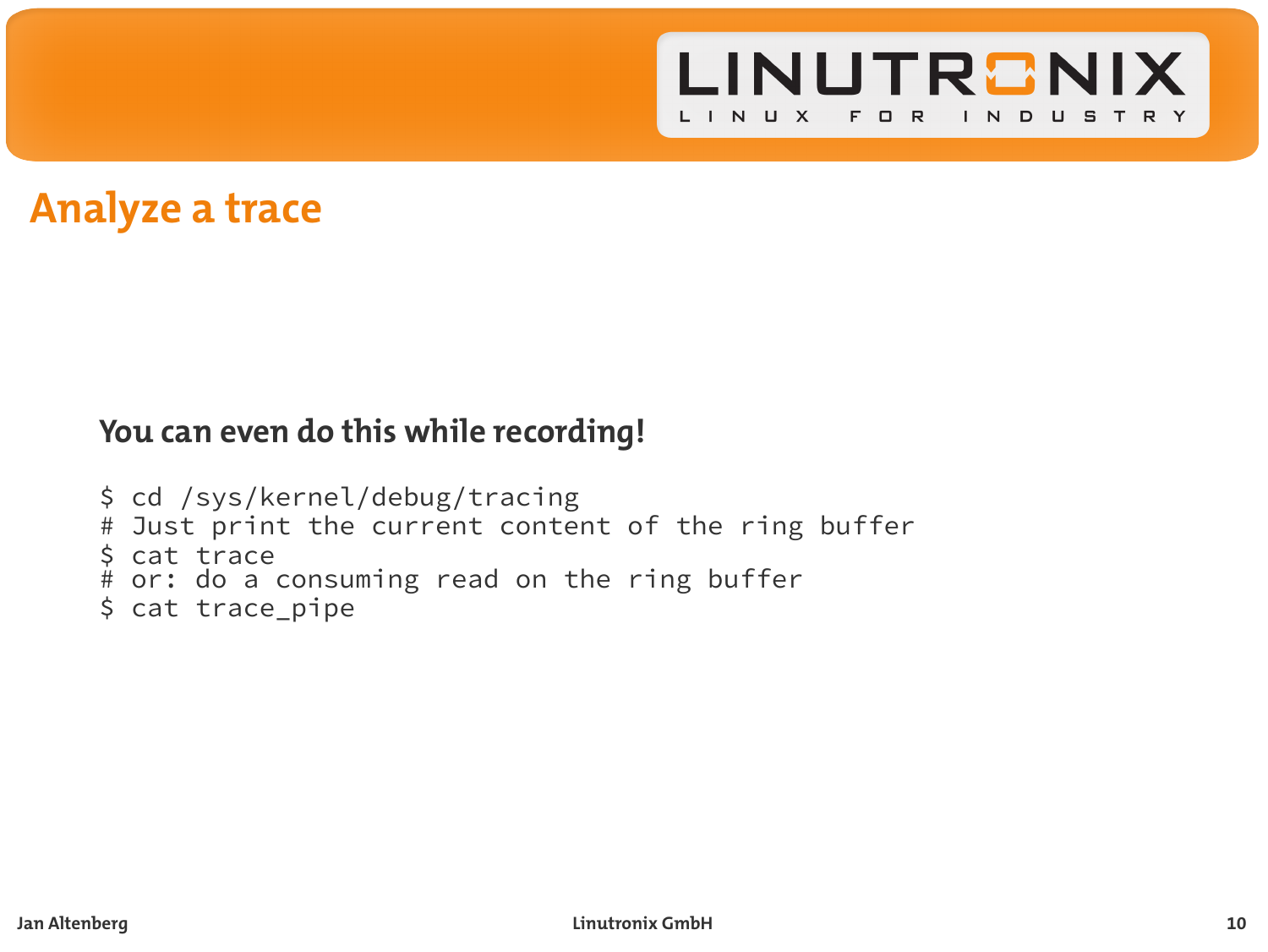# Analyze a trace

**You can even do this while recording!**

```
$ cd /sys/kernel/debug/tracing
# Just print the current content of the ring buffer
$ cat trace
# or: do a consuming read on the ring buffer
$ cat trace_pipe
```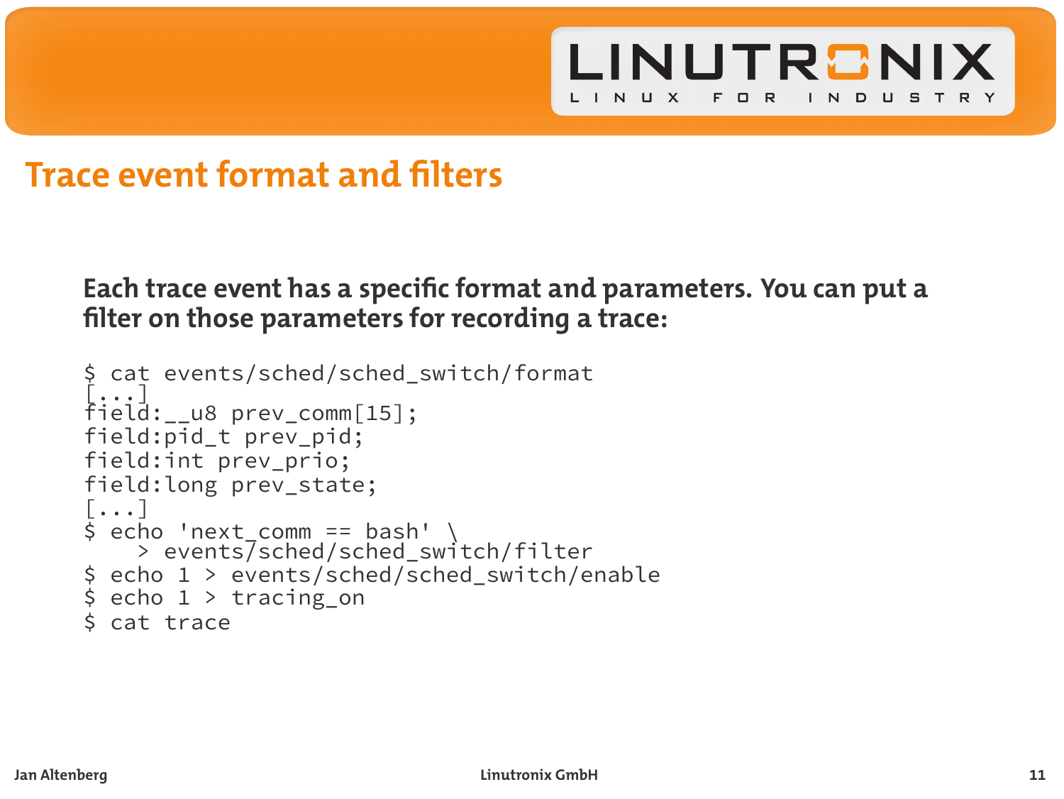# Trace event format and filters

**Each trace event has a specific format and parameters. You can put a filter on those parameters for recording a trace:**

```
$ cat events/sched/sched_switch/format
[...]
field:__u8 prev_comm[15];
field:pid_t prev_pid;
field:int prev_prio;
field:long prev_state;
[...]
$ echo 'next_comm == bash' \
    > events/sched/sched_switch/filter
$ echo 1 > events/sched/sched_switch/enable
$ echo 1 > tracing_on
$ cat trace
```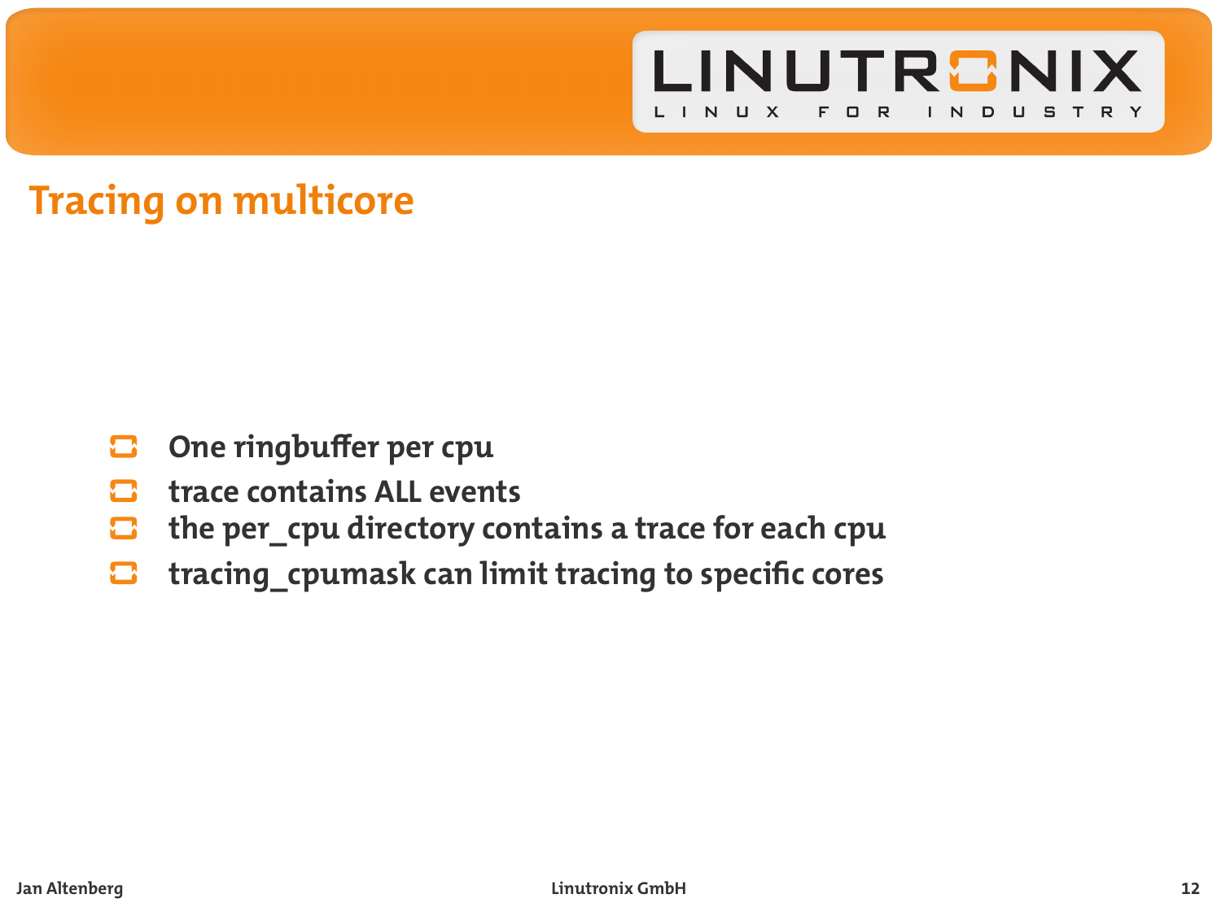## Tracing on multicore

- One ringbuffer per cpu
- trace contains ALL events
- the per_cpu directory contains a trace for each cpu
- tracing_cpumask can limit tracing to specific cores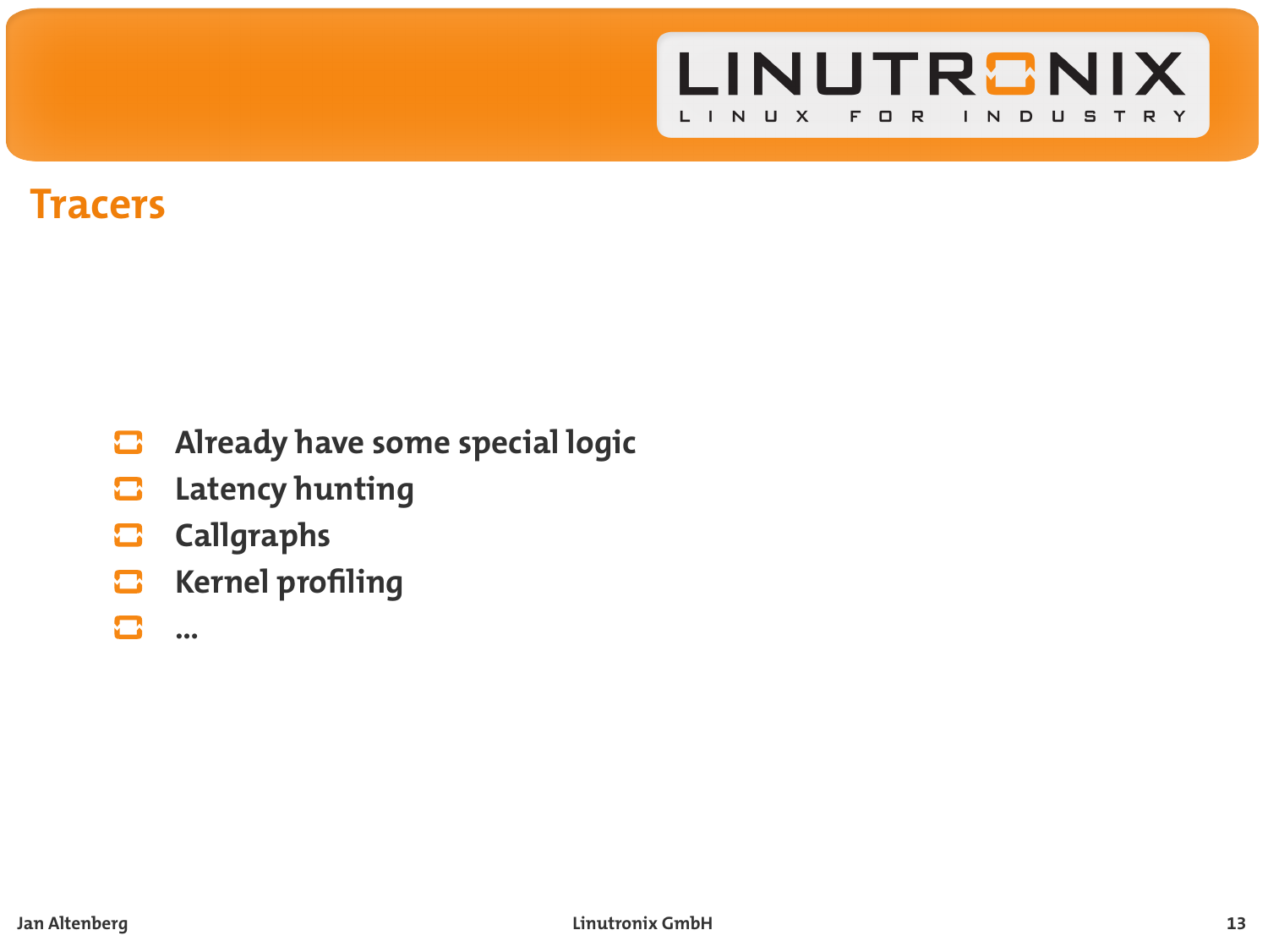# Tracers

- Already have some special logic
- Latency hunting
- Callgraphs
- Kernel profiling
- ...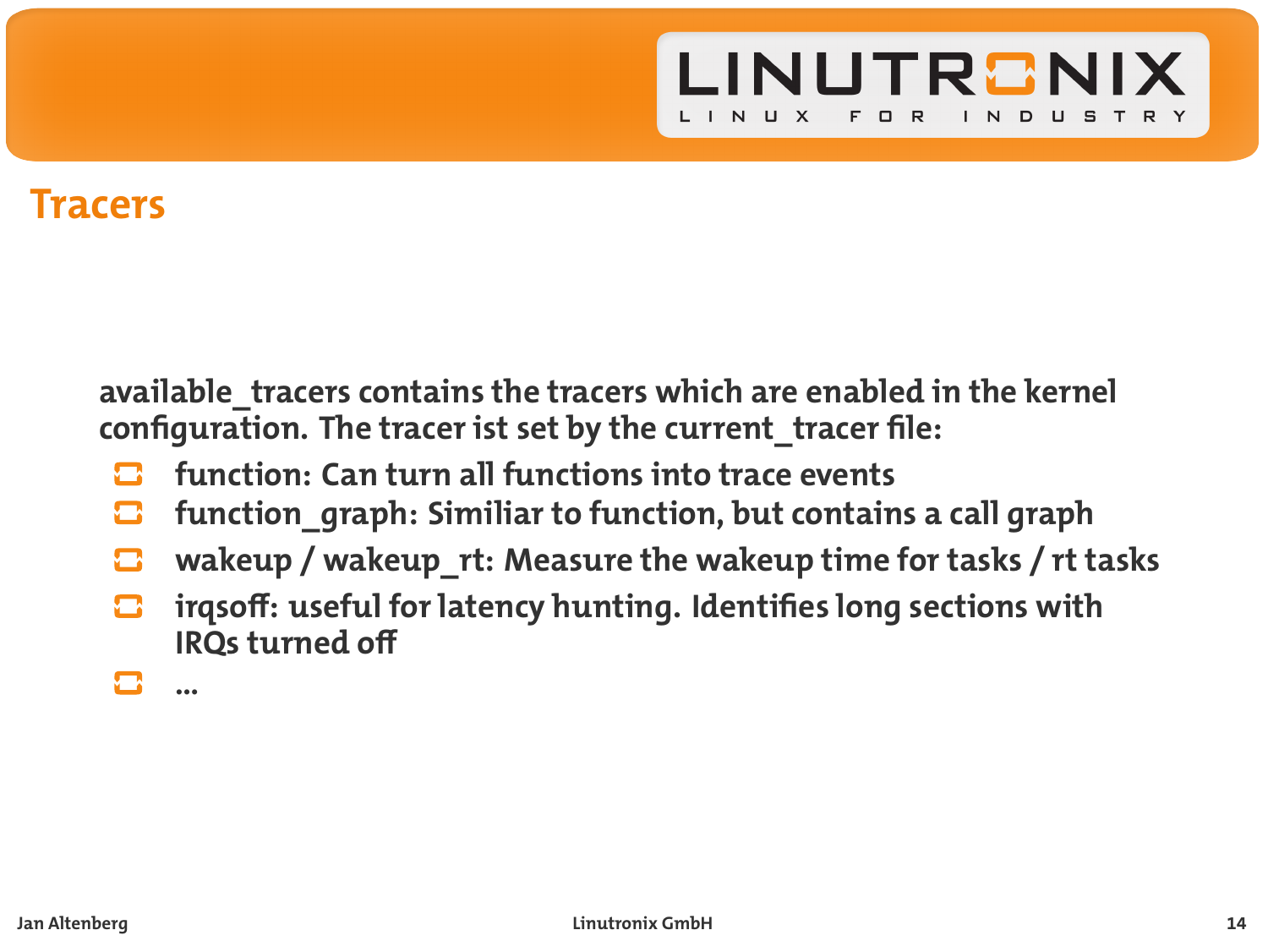# Tracers

available_tracers contains the tracers which are enabled in the kernel configuration. The tracer ist set by the current_tracer file:

- function: Can turn all functions into trace events
- function_graph: Similiar to function, but contains a call graph
- wakeup / wakeup_rt: Measure the wakeup time for tasks / rt tasks
- irqsoff: useful for latency hunting. Identifies long sections with IRQs turned off
- ...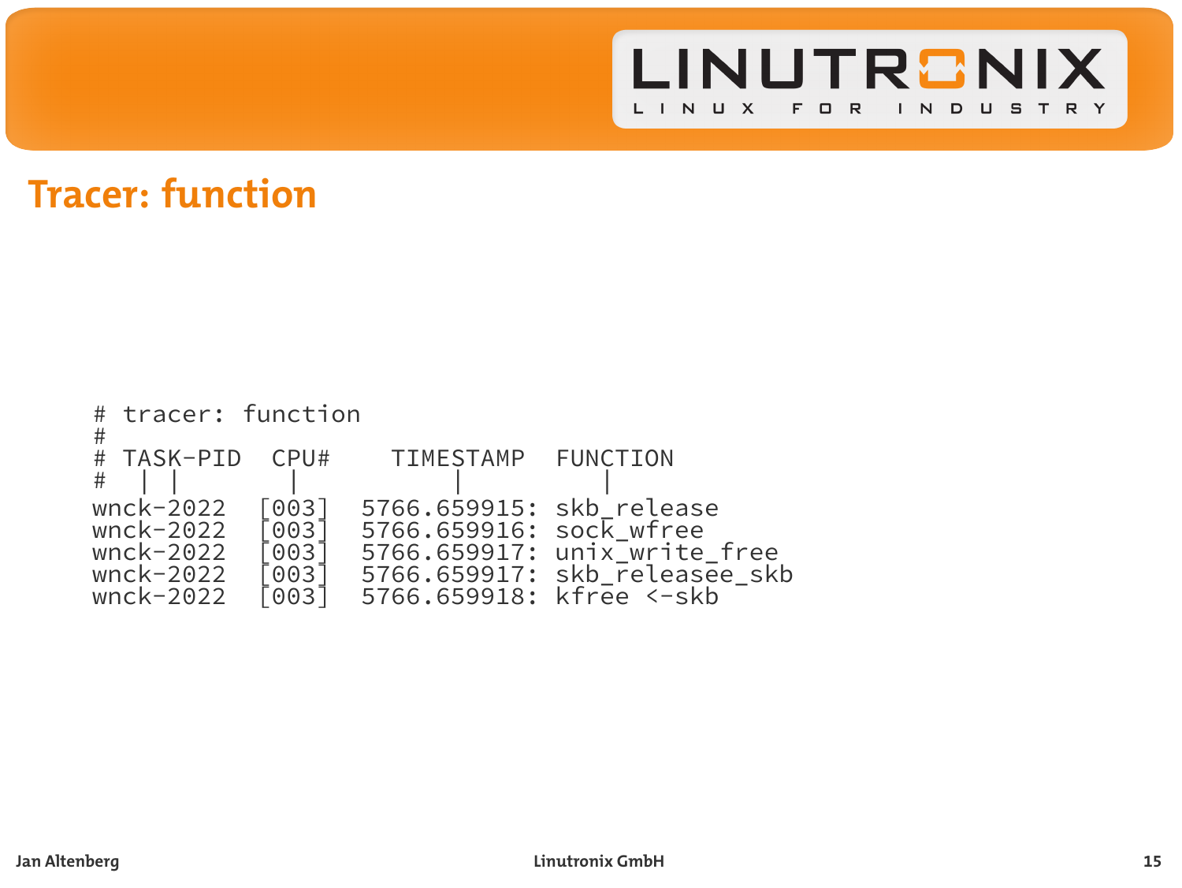# Tracer: function

```
# tracer: function
#
# TASK-PID   CPU#    TIMESTAMP  FUNCTION
#   | |       |          |         |
wnck-2022  [003]  5766.659915: skb_release
wnck-2022  [003]  5766.659916: sock_wfree
wnck-2022  [003]  5766.659917: unix_write_free
wnck-2022  [003]  5766.659917: skb_releasee_skb
wnck-2022  [003]  5766.659918: kfree <-skb
```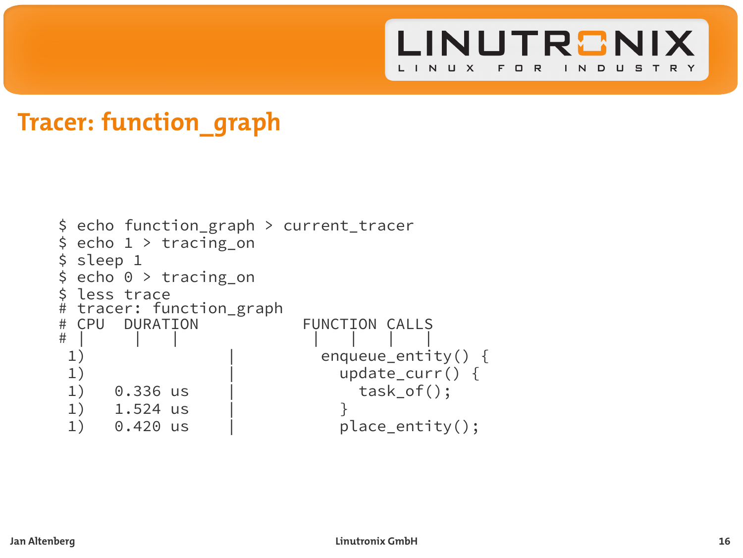## Tracer: function_graph

```
$ echo function_graph > current_tracer
$ echo 1 > tracing_on
$ sleep 1
$ echo 0 > tracing_on
$ less trace
# tracer: function_graph
# CPU  DURATION                  FUNCTION CALLS
# |     |   |                     |   |   |   |
 1)                |                enqueue_entity() {
 1)                |                  update_curr() {
 1)   0.336 us     |                    task_of();
 1)   1.524 us     |                  }
 1)   0.420 us     |                  place_entity();
```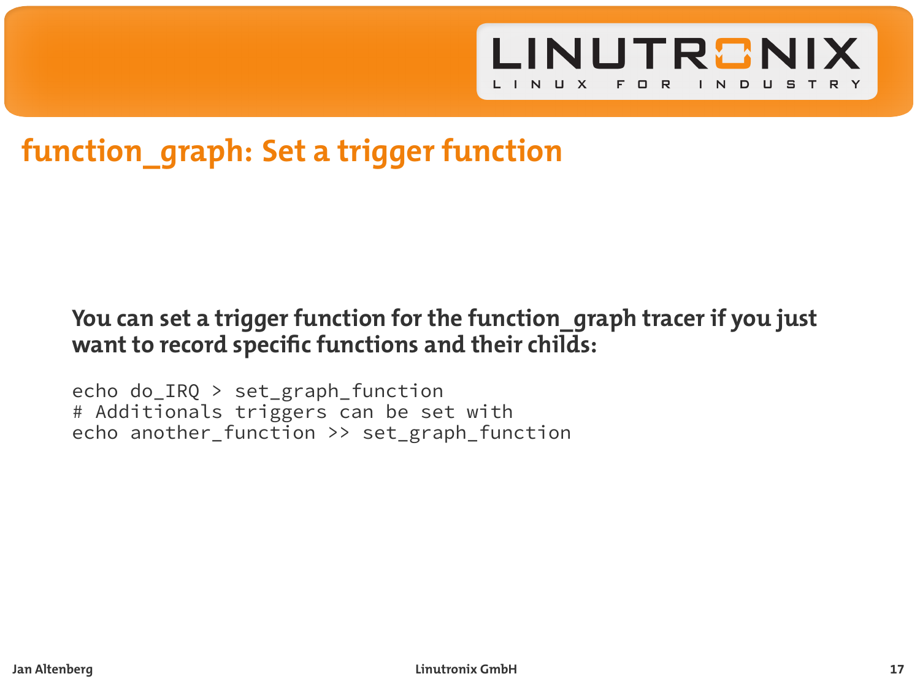## function_graph: Set a trigger function

**You can set a trigger function for the function_graph tracer if you just want to record specific functions and their childs:**

```
echo do_IRQ > set_graph_function
# Additionals triggers can be set with
echo another_function >> set_graph_function
```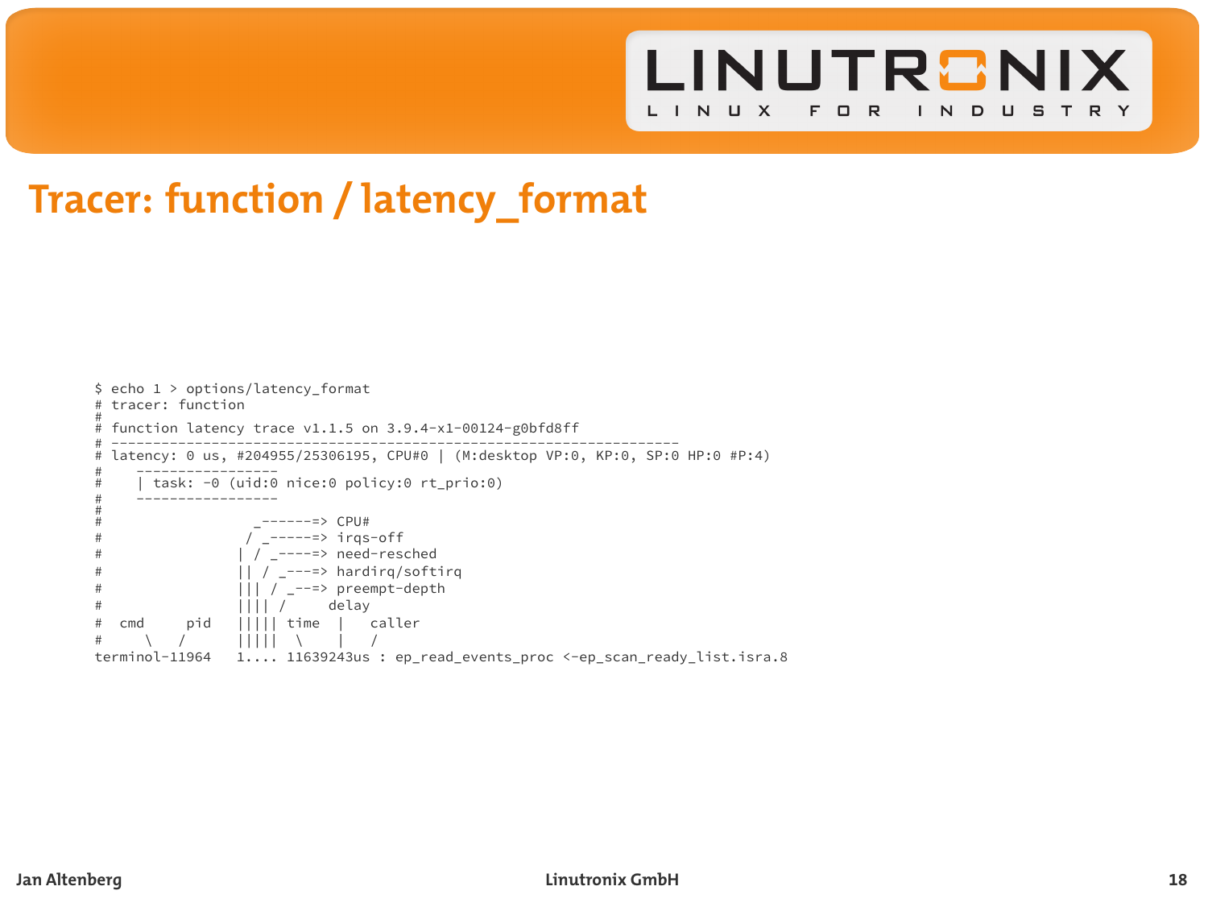# Tracer: function / latency_format

```
$ echo 1 > options/latency_format
# tracer: function
#
# function latency trace v1.1.5 on 3.9.4-x1-00124-g0bfd8ff
# --------------------------------------------------------------------
# latency: 0 us, #204955/25306195, CPU#0 | (M:desktop VP:0, KP:0, SP:0 HP:0 #P:4)
#    -----------------
#    | task: -0 (uid:0 nice:0 policy:0 rt_prio:0)
#    -----------------
#
#                  _------=> CPU#
#                 / _-----=> irqs-off
#                | / _----=> need-resched
#                || / _---=> hardirq/softirq
#                ||| / _--=> preempt-depth
#                |||| /     delay
#  cmd     pid   ||||| time  |   caller
#     \   /      |||||  \    |   /
terminol-11964   1.... 11639243us : ep_read_events_proc <-ep_scan_ready_list.isra.8
```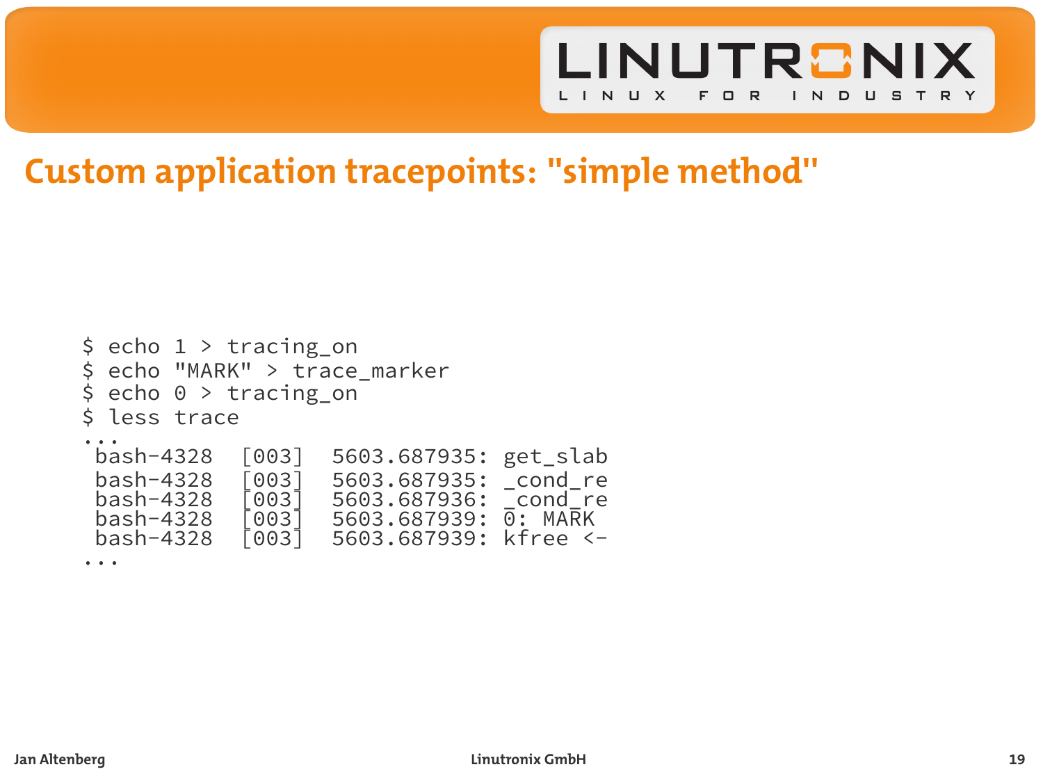# Custom application tracepoints: "simple method"

```
$ echo 1 > tracing_on
$ echo "MARK" > trace_marker
$ echo 0 > tracing_on
$ less trace
...
 bash-4328  [003]  5603.687935: get_slab
 bash-4328  [003]  5603.687935: _cond_re
 bash-4328  [003]  5603.687936: _cond_re
 bash-4328  [003]  5603.687939: 0: MARK
 bash-4328  [003]  5603.687939: kfree <-
...
```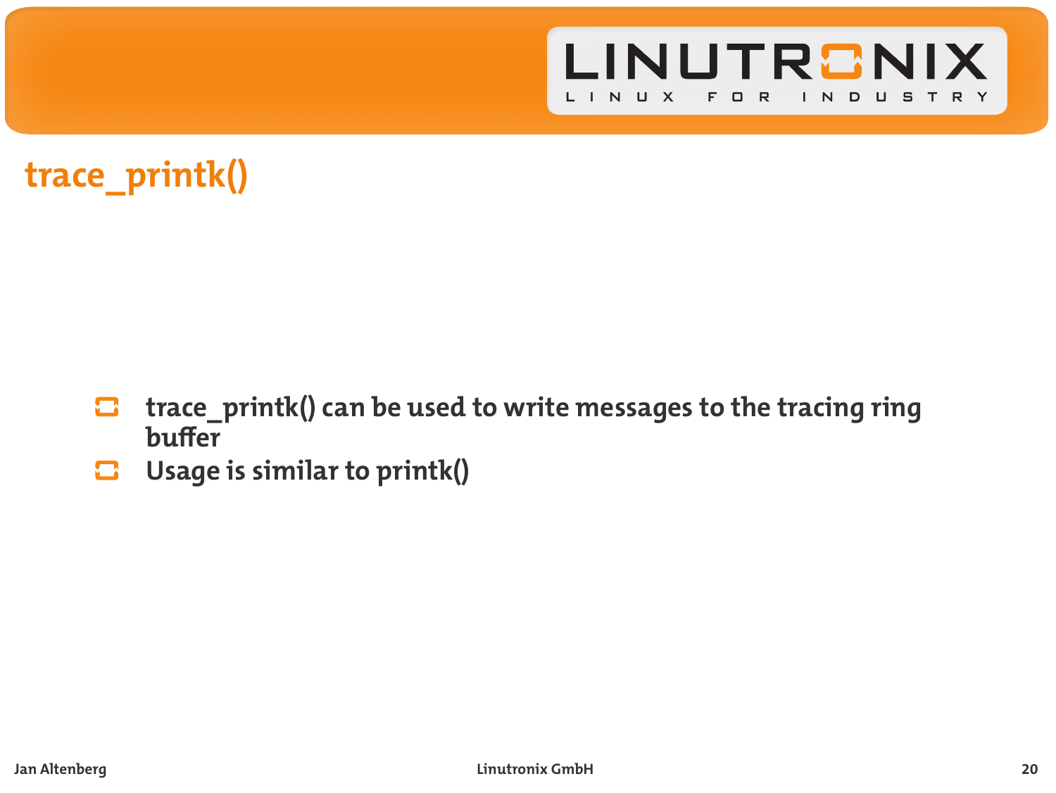# trace_printk()

- trace_printk() can be used to write messages to the tracing ring buffer
- Usage is similar to printk()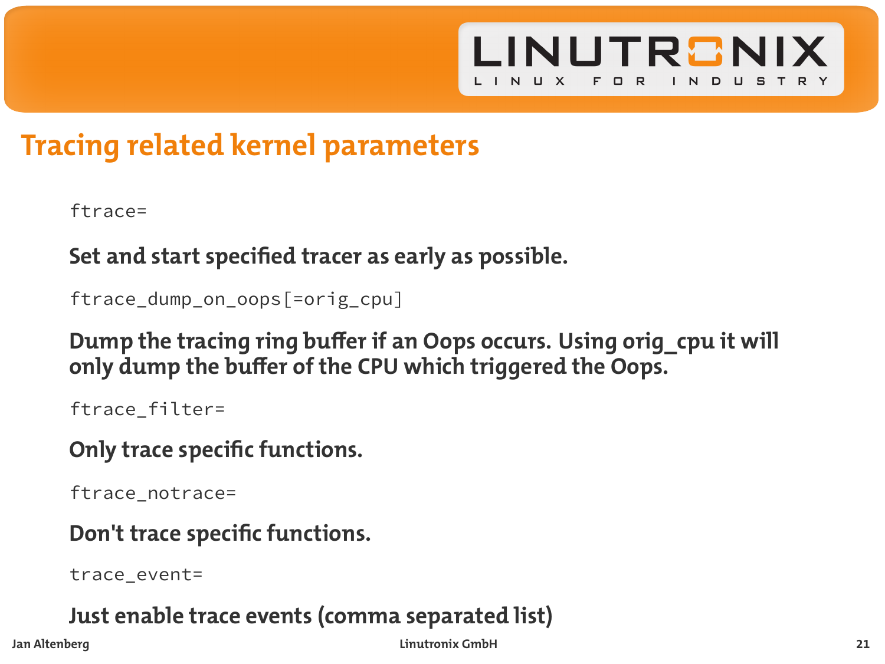# Tracing related kernel parameters

`ftrace=`

**Set and start specified tracer as early as possible.**

`ftrace_dump_on_oops[=orig_cpu]`

**Dump the tracing ring buffer if an Oops occurs. Using orig_cpu it will only dump the buffer of the CPU which triggered the Oops.**

`ftrace_filter=`

**Only trace specific functions.**

`ftrace_notrace=`

**Don't trace specific functions.**

`trace_event=`

**Just enable trace events (comma separated list)**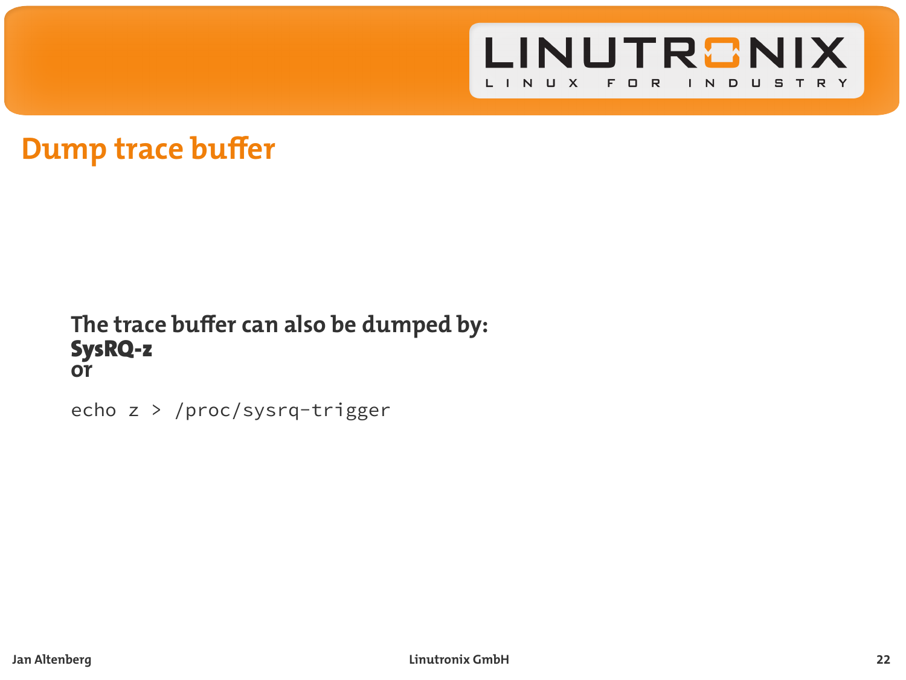# Dump trace buffer

**The trace buffer can also be dumped by:**
**SysRQ-z**
**or**

```
echo z > /proc/sysrq-trigger
```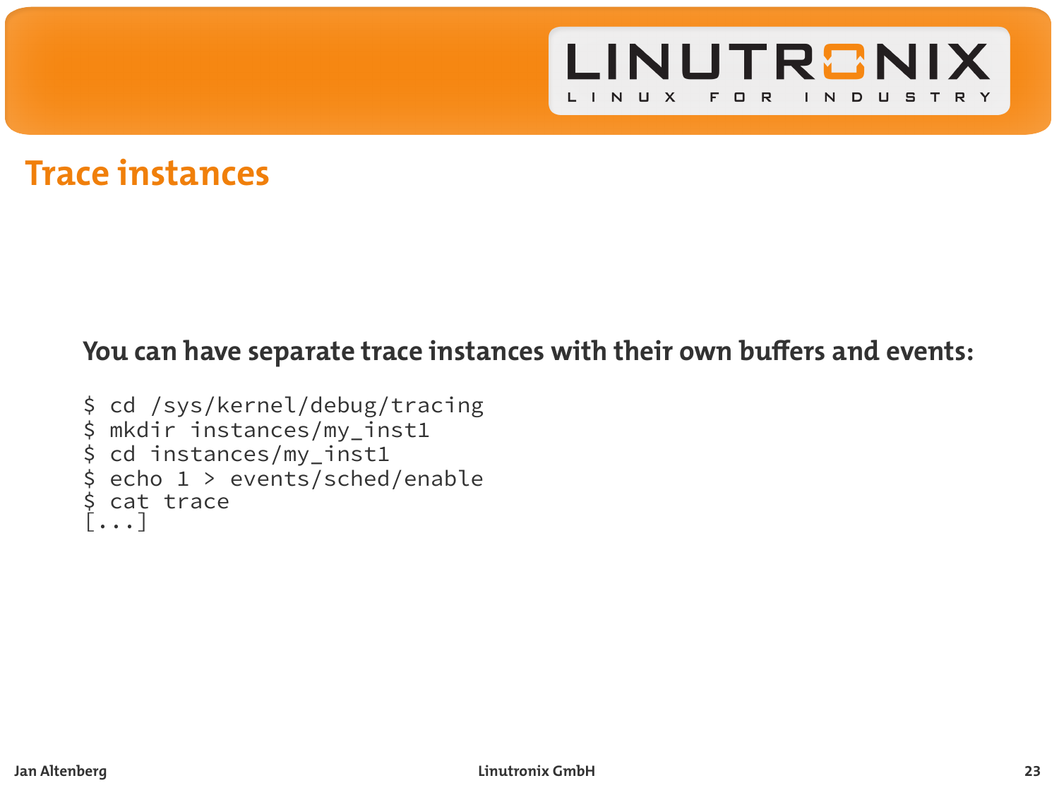# Trace instances

**You can have separate trace instances with their own buffers and events:**

```
$ cd /sys/kernel/debug/tracing
$ mkdir instances/my_inst1
$ cd instances/my_inst1
$ echo 1 > events/sched/enable
$ cat trace
[...]
```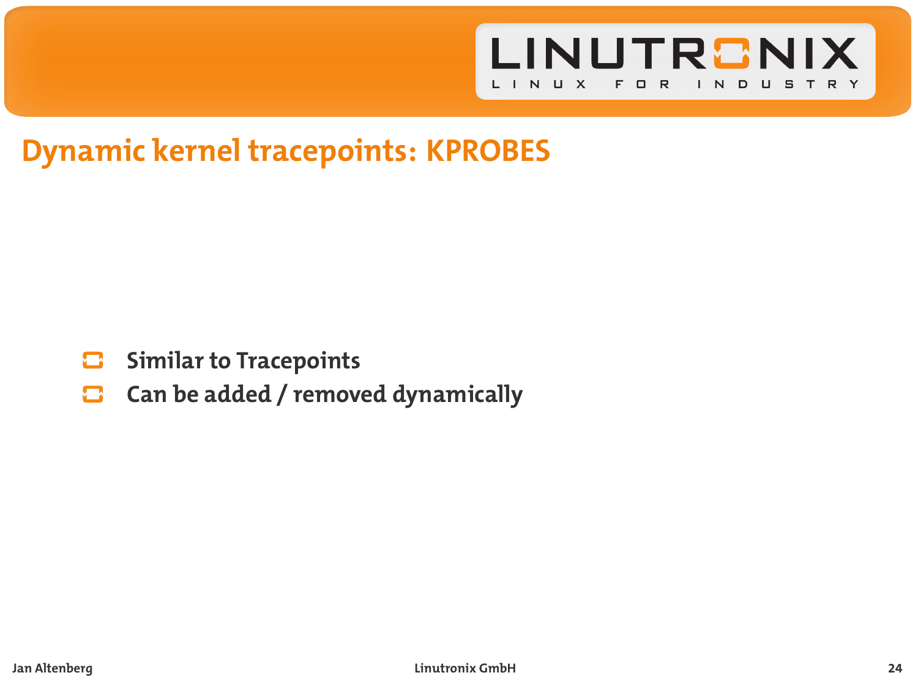# Dynamic kernel tracepoints: KPROBES

- Similar to Tracepoints
- Can be added / removed dynamically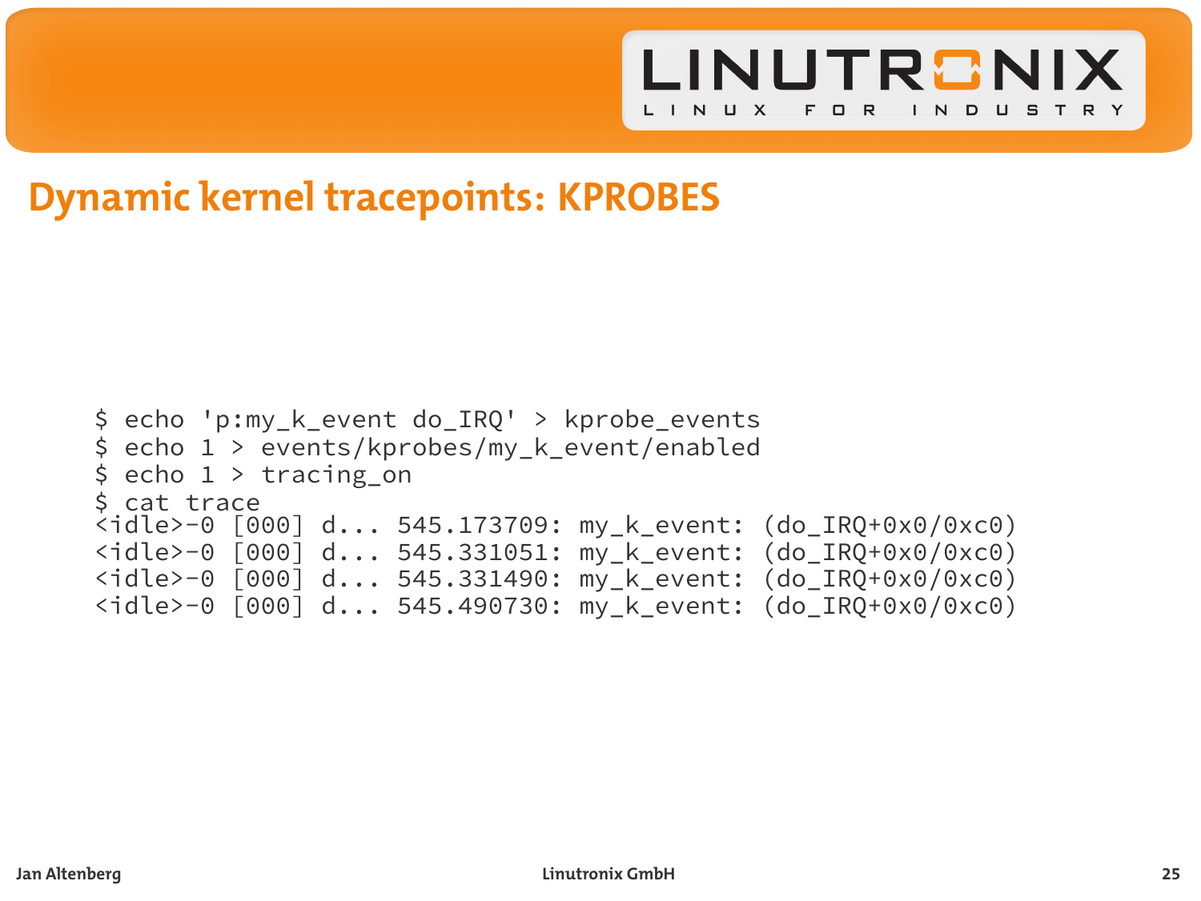# Dynamic kernel tracepoints: KPROBES

```
$ echo 'p:my_k_event do_IRQ' > kprobe_events
$ echo 1 > events/kprobes/my_k_event/enabled
$ echo 1 > tracing_on
$ cat trace
<idle>-0 [000] d... 545.173709: my_k_event: (do_IRQ+0x0/0xc0)
<idle>-0 [000] d... 545.331051: my_k_event: (do_IRQ+0x0/0xc0)
<idle>-0 [000] d... 545.331490: my_k_event: (do_IRQ+0x0/0xc0)
<idle>-0 [000] d... 545.490730: my_k_event: (do_IRQ+0x0/0xc0)
```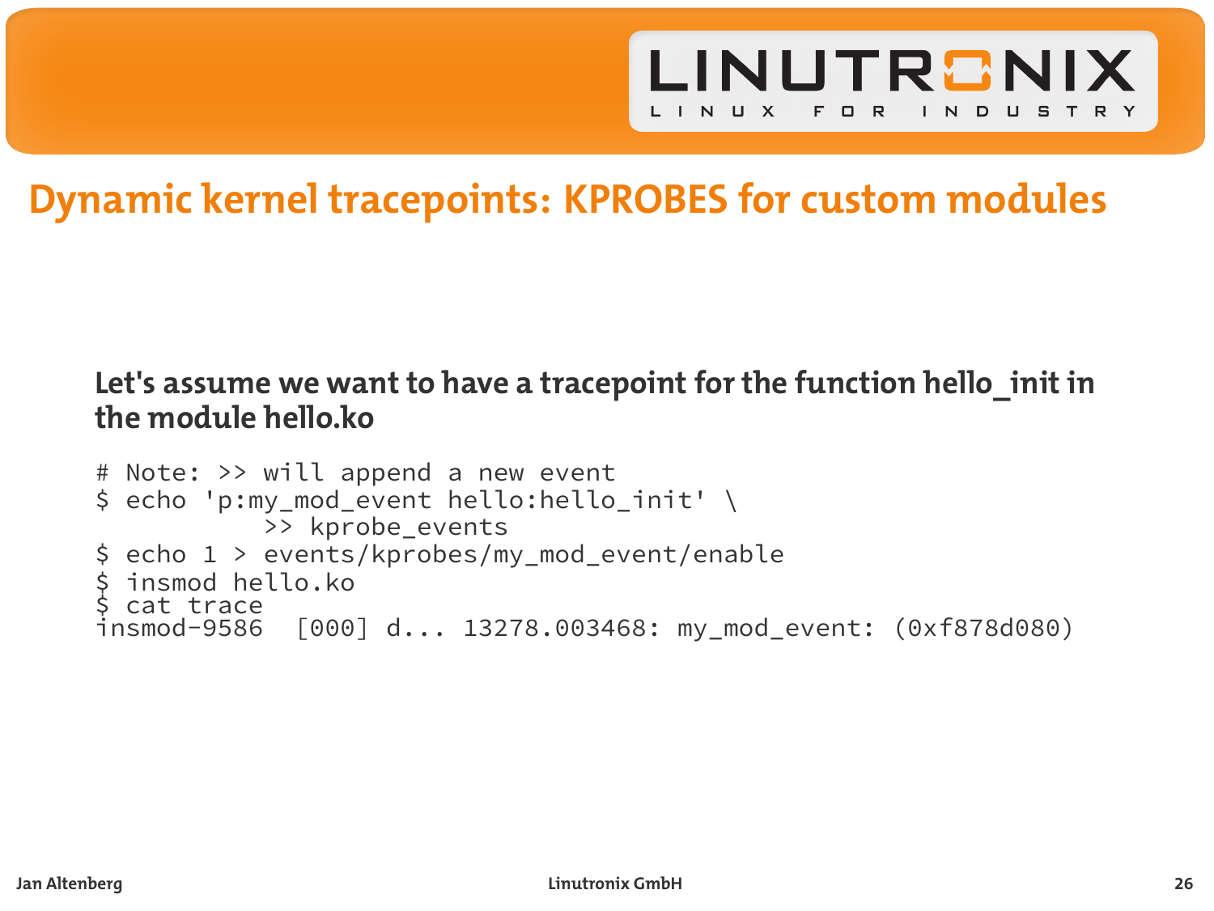# Dynamic kernel tracepoints: KPROBES for custom modules

**Let's assume we want to have a tracepoint for the function hello_init in the module hello.ko**

```
# Note: >> will append a new event
$ echo 'p:my_mod_event hello:hello_init' \
         >> kprobe_events
$ echo 1 > events/kprobes/my_mod_event/enable
$ insmod hello.ko
$ cat trace
insmod-9586  [000] d... 13278.003468: my_mod_event: (0xf878d080)
```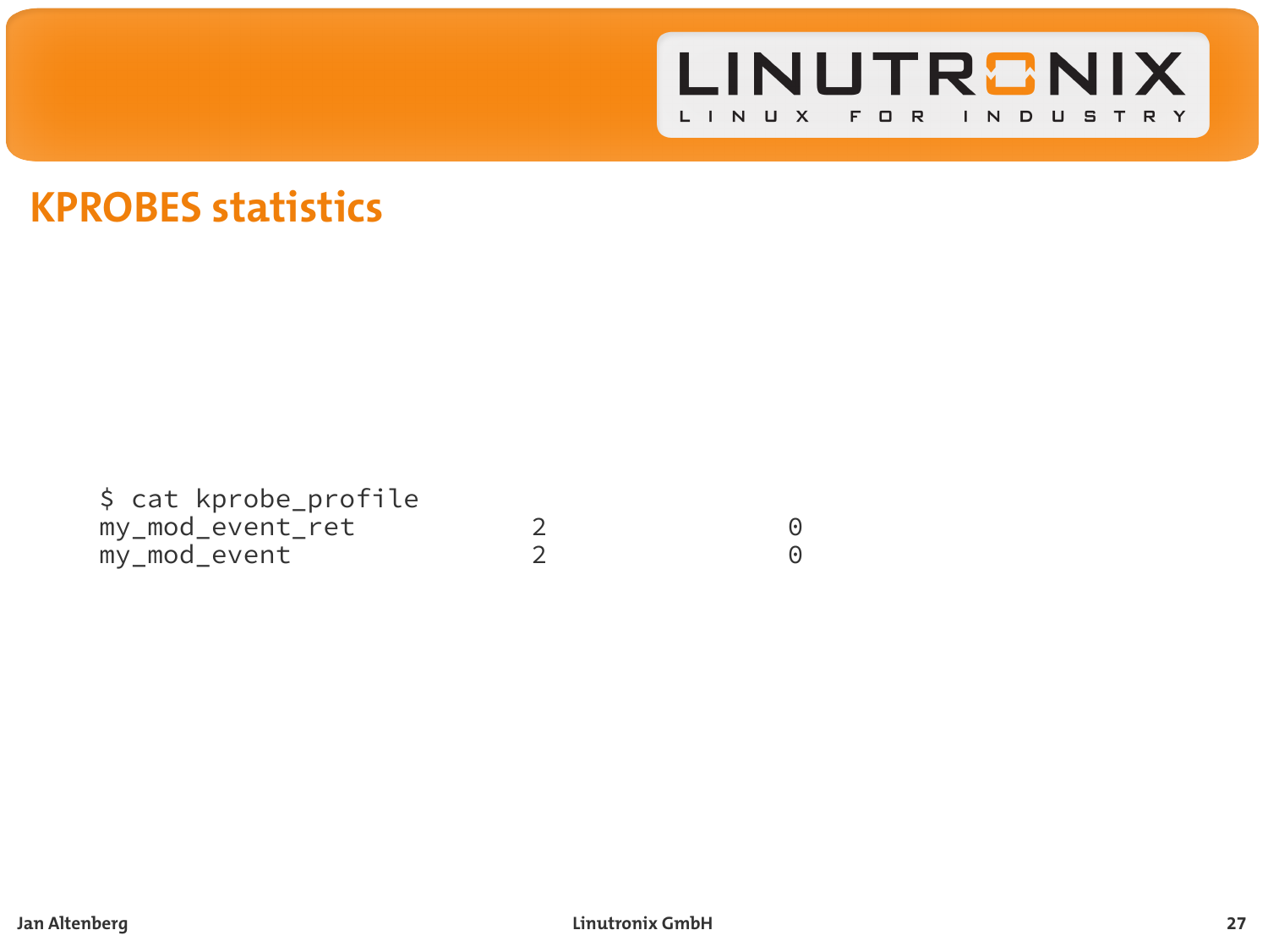# KPROBES statistics

```
$ cat kprobe_profile
my_mod_event_ret              2                0
my_mod_event                  2                0
```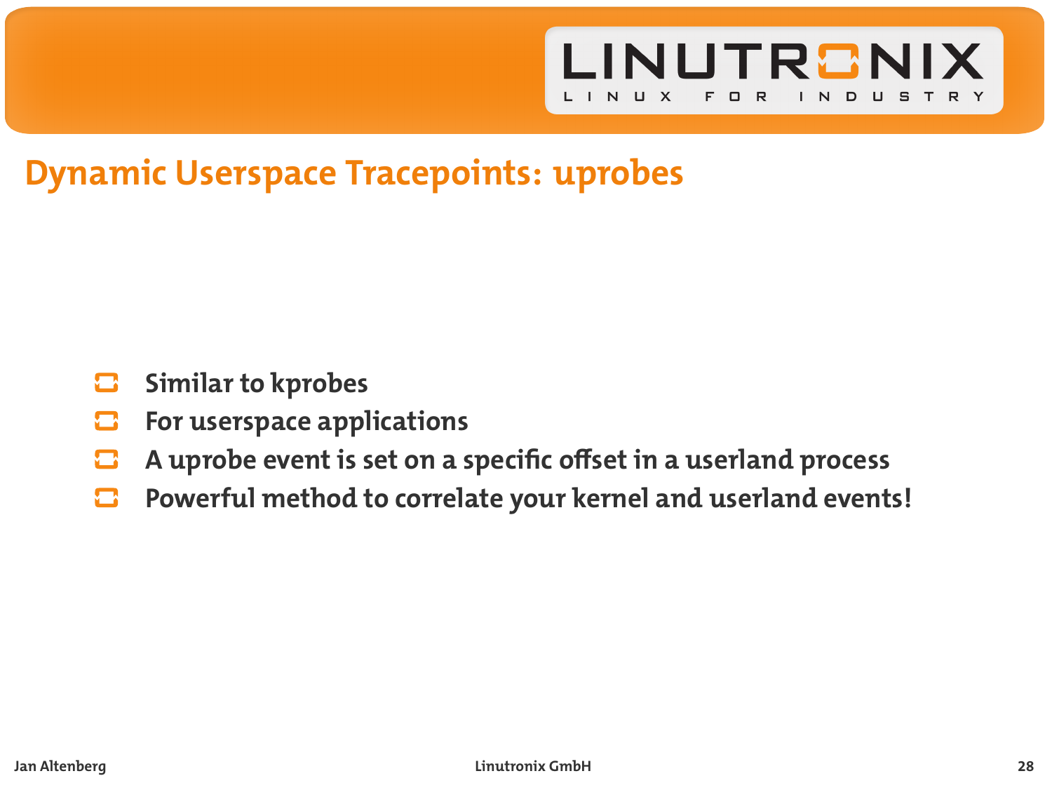# Dynamic Userspace Tracepoints: uprobes

- **Similar to kprobes**
- **For userspace applications**
- **A uprobe event is set on a specific offset in a userland process**
- **Powerful method to correlate your kernel and userland events!**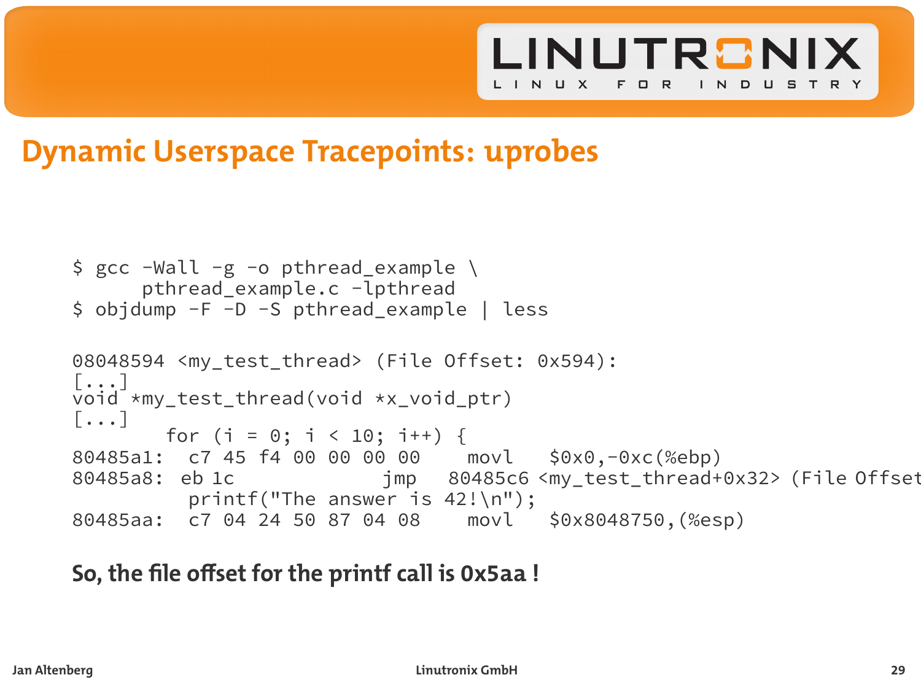# Dynamic Userspace Tracepoints: uprobes

```
$ gcc -Wall -g -o pthread_example \
      pthread_example.c -lpthread
$ objdump -F -D -S pthread_example | less
```

```
08048594 <my_test_thread> (File Offset: 0x594):
[...]
void *my_test_thread(void *x_void_ptr)
[...]
        for (i = 0; i < 10; i++) {
80485a1:  c7 45 f4 00 00 00 00    movl   $0x0,-0xc(%ebp)
80485a8:  eb 1c            jmp   80485c6 <my_test_thread+0x32> (File Offset
          printf("The answer is 42!\n");
80485aa:  c7 04 24 50 87 04 08    movl   $0x8048750,(%esp)
```

**So, the file offset for the printf call is 0x5aa !**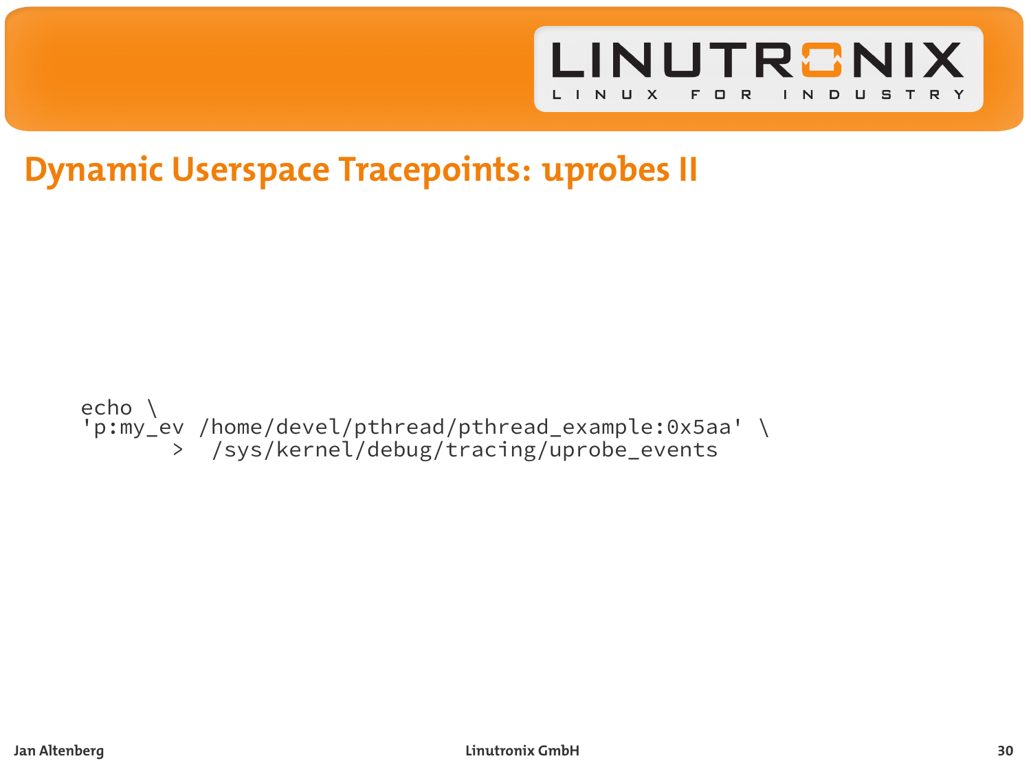# Dynamic Userspace Tracepoints: uprobes II

```
echo \
'p:my_ev /home/devel/pthread/pthread_example:0x5aa' \
       >  /sys/kernel/debug/tracing/uprobe_events
```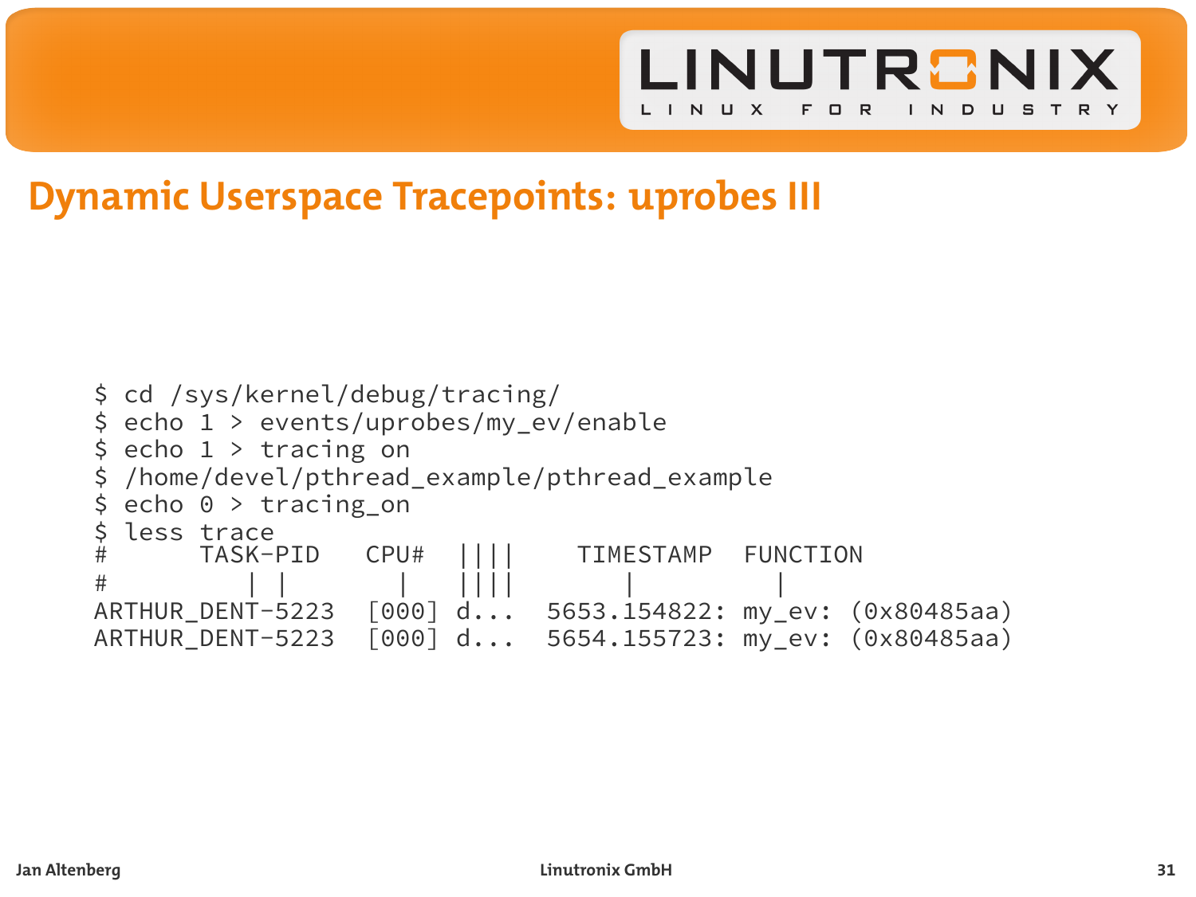## Dynamic Userspace Tracepoints: uprobes III

```
$ cd /sys/kernel/debug/tracing/
$ echo 1 > events/uprobes/my_ev/enable
$ echo 1 > tracing on
$ /home/devel/pthread_example/pthread_example
$ echo 0 > tracing_on
$ less trace
#      TASK-PID   CPU#  ||||    TIMESTAMP  FUNCTION
#         | |       |   ||||       |         |
ARTHUR_DENT-5223  [000] d...  5653.154822: my_ev: (0x80485aa)
ARTHUR_DENT-5223  [000] d...  5654.155723: my_ev: (0x80485aa)
```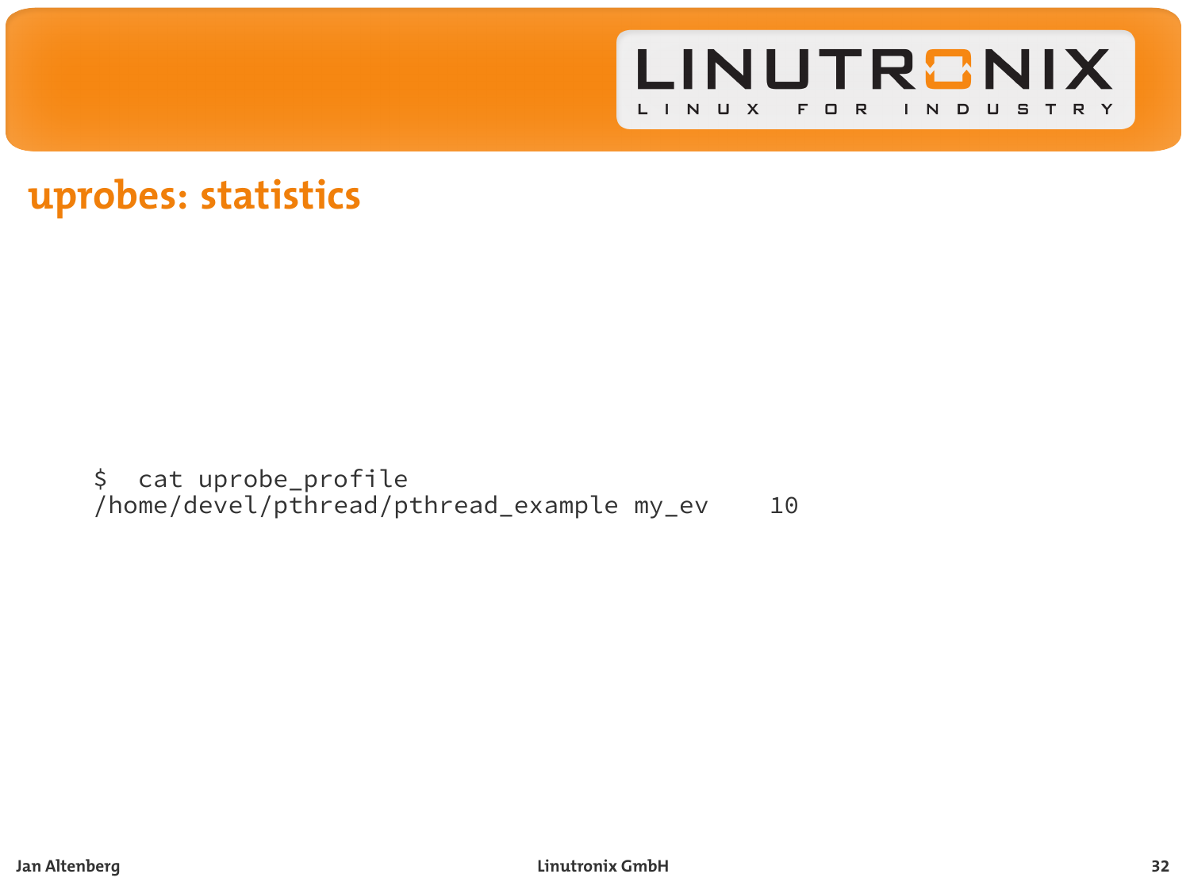# uprobes: statistics

```
$  cat uprobe_profile
/home/devel/pthread/pthread_example my_ev    10
```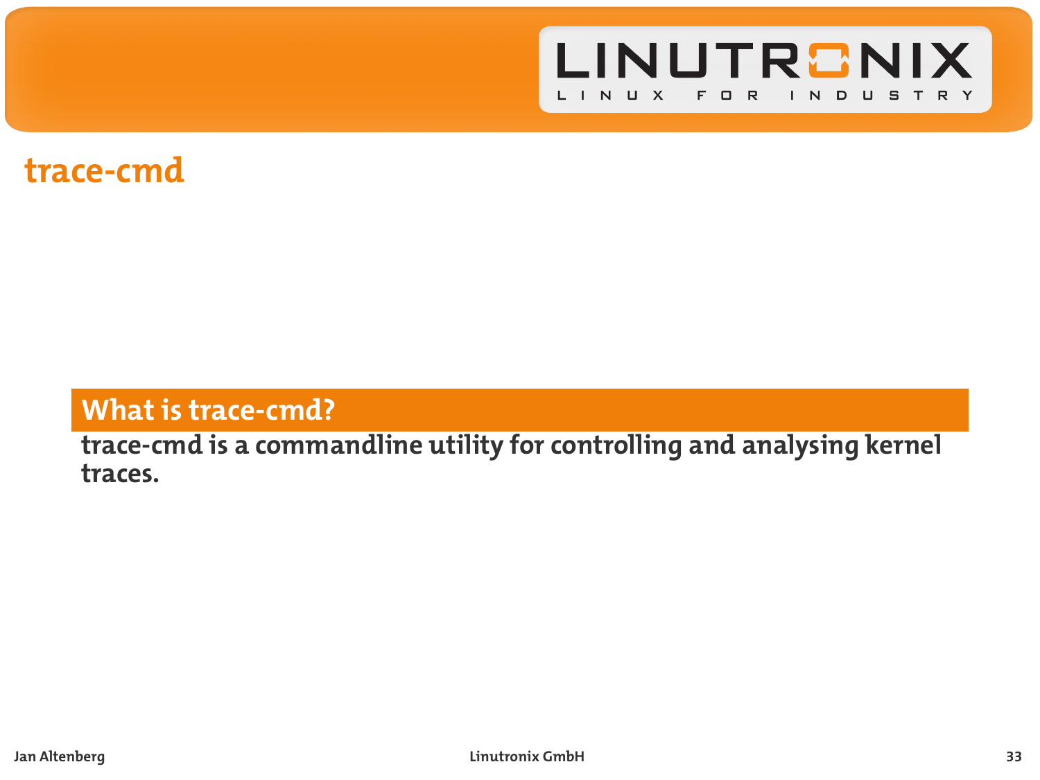# trace-cmd

## What is trace-cmd?

**trace-cmd is a commandline utility for controlling and analysing kernel traces.**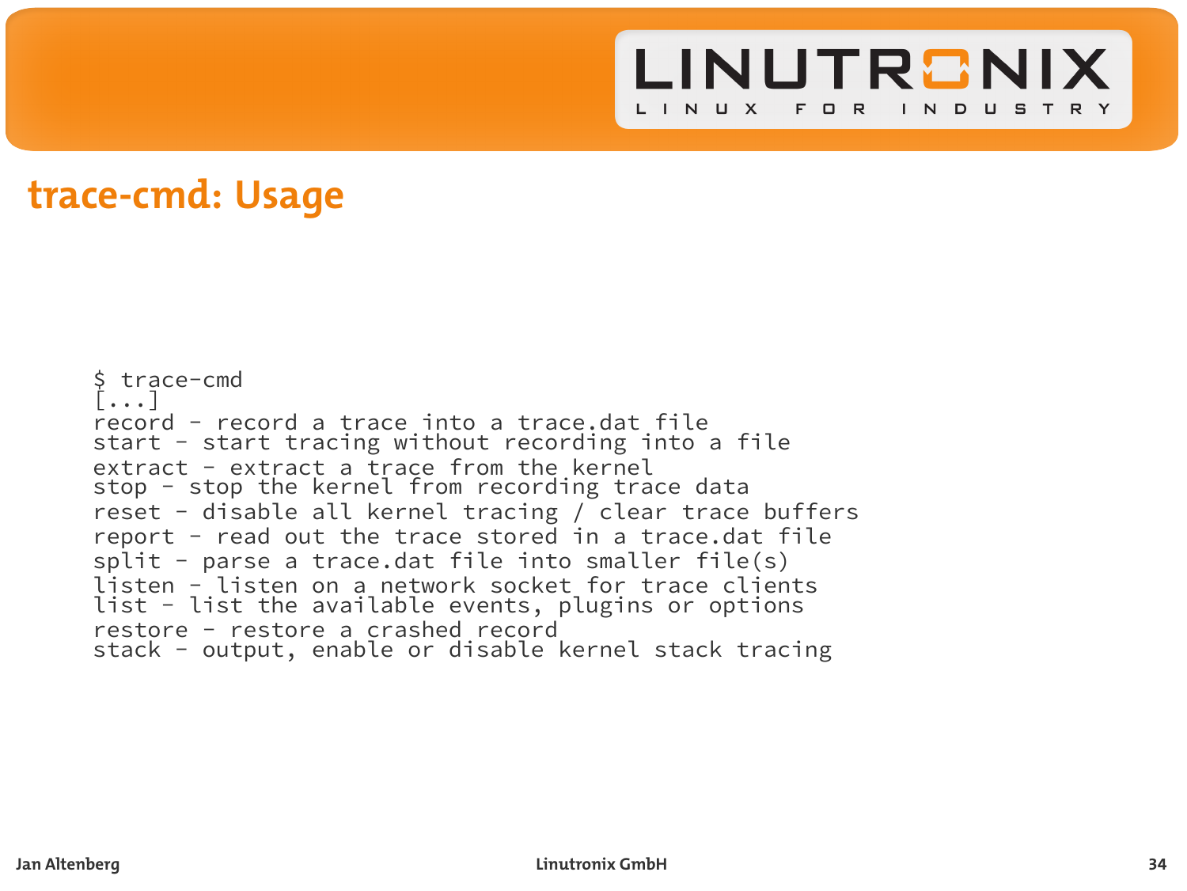## trace-cmd: Usage

```
$ trace-cmd
[...]
record - record a trace into a trace.dat file
start - start tracing without recording into a file
extract - extract a trace from the kernel
stop - stop the kernel from recording trace data
reset - disable all kernel tracing / clear trace buffers
report - read out the trace stored in a trace.dat file
split - parse a trace.dat file into smaller file(s)
listen - listen on a network socket for trace clients
list - list the available events, plugins or options
restore - restore a crashed record
stack - output, enable or disable kernel stack tracing
```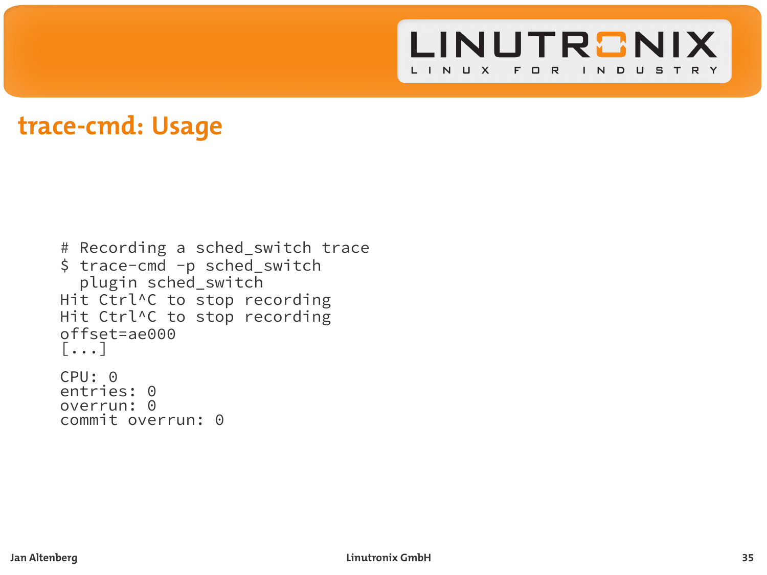## trace-cmd: Usage

```
# Recording a sched_switch trace
$ trace-cmd -p sched_switch
  plugin sched_switch
Hit Ctrl^C to stop recording
Hit Ctrl^C to stop recording
offset=ae000
[...]

CPU: 0
entries: 0
overrun: 0
commit overrun: 0
```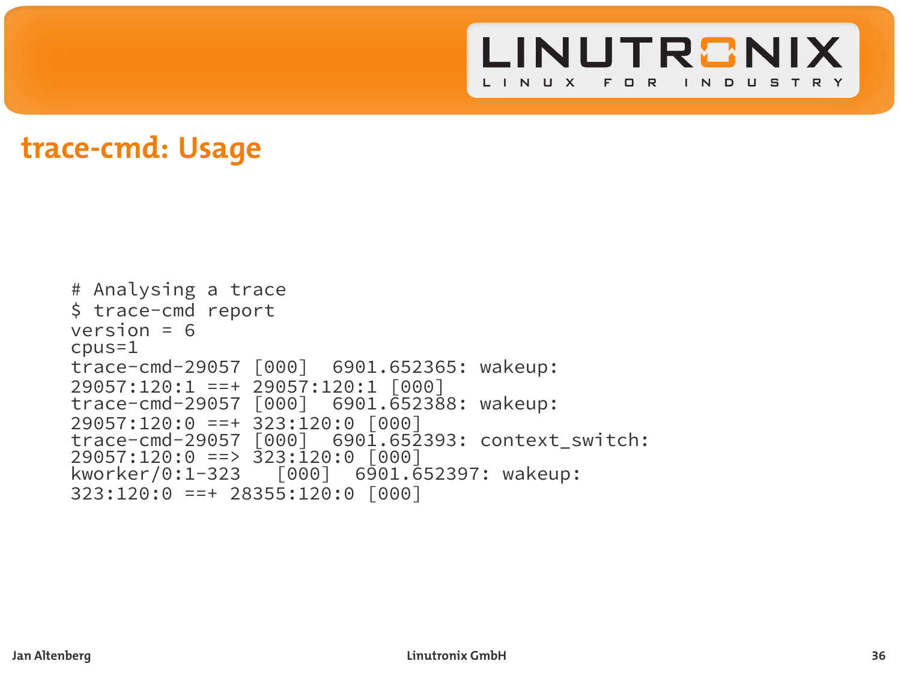## trace-cmd: Usage

```
# Analysing a trace
$ trace-cmd report
version = 6
cpus=1
trace-cmd-29057 [000]  6901.652365: wakeup:
29057:120:1 ==+ 29057:120:1 [000]
trace-cmd-29057 [000]  6901.652388: wakeup:
29057:120:0 ==+ 323:120:0 [000]
trace-cmd-29057 [000]  6901.652393: context_switch:
29057:120:0 ==> 323:120:0 [000]
kworker/0:1-323   [000]  6901.652397: wakeup:
323:120:0 ==+ 28355:120:0 [000]
```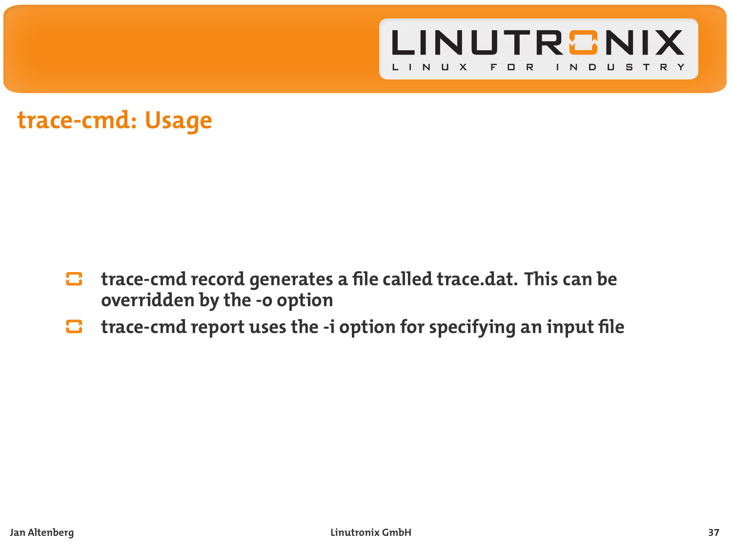## trace-cmd: Usage

- trace-cmd record generates a file called trace.dat. This can be overridden by the -o option
- trace-cmd report uses the -i option for specifying an input file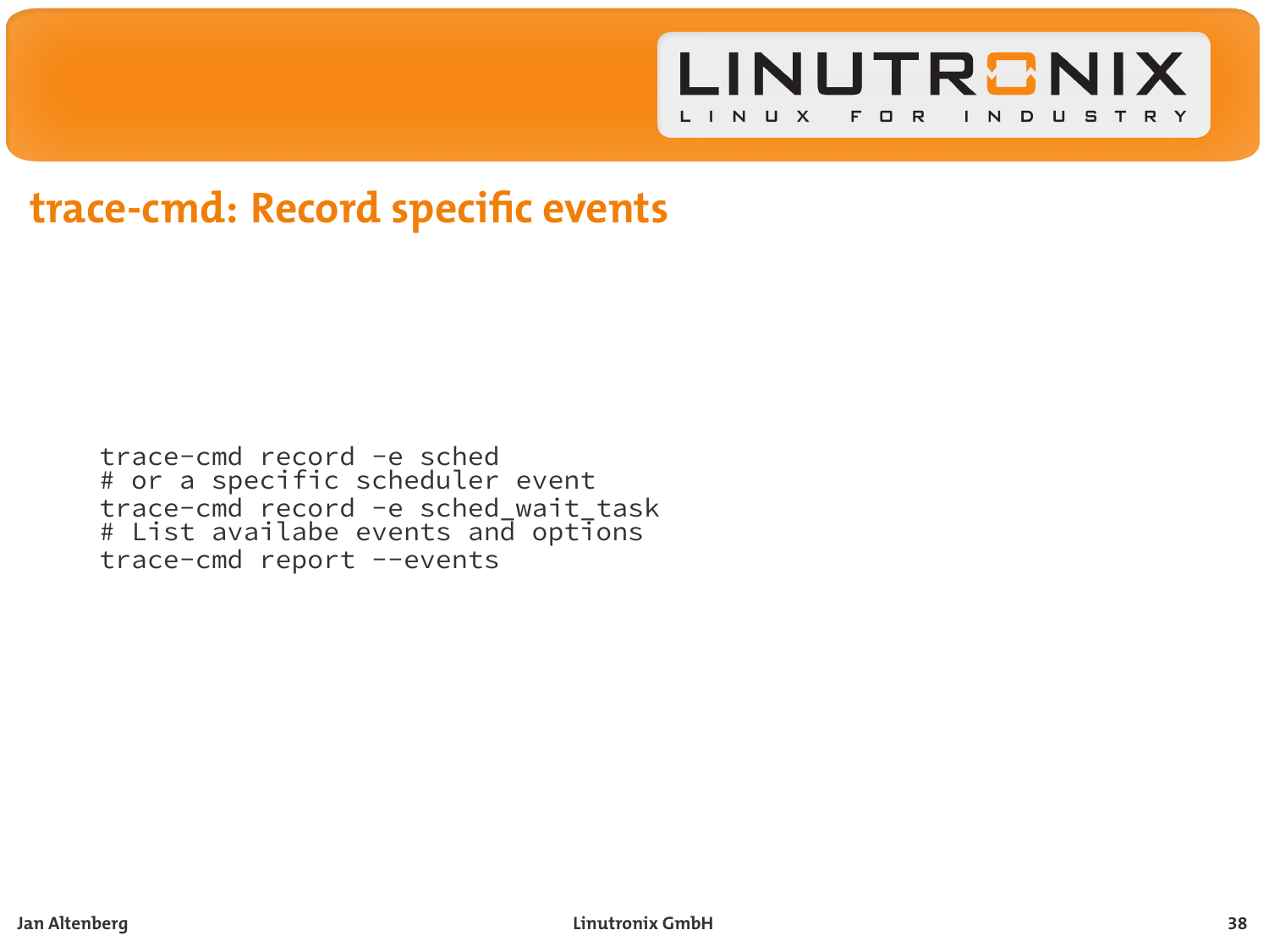# trace-cmd: Record specific events

```
trace-cmd record -e sched
# or a specific scheduler event
trace-cmd record -e sched_wait_task
# List availabe events and options
trace-cmd report --events
```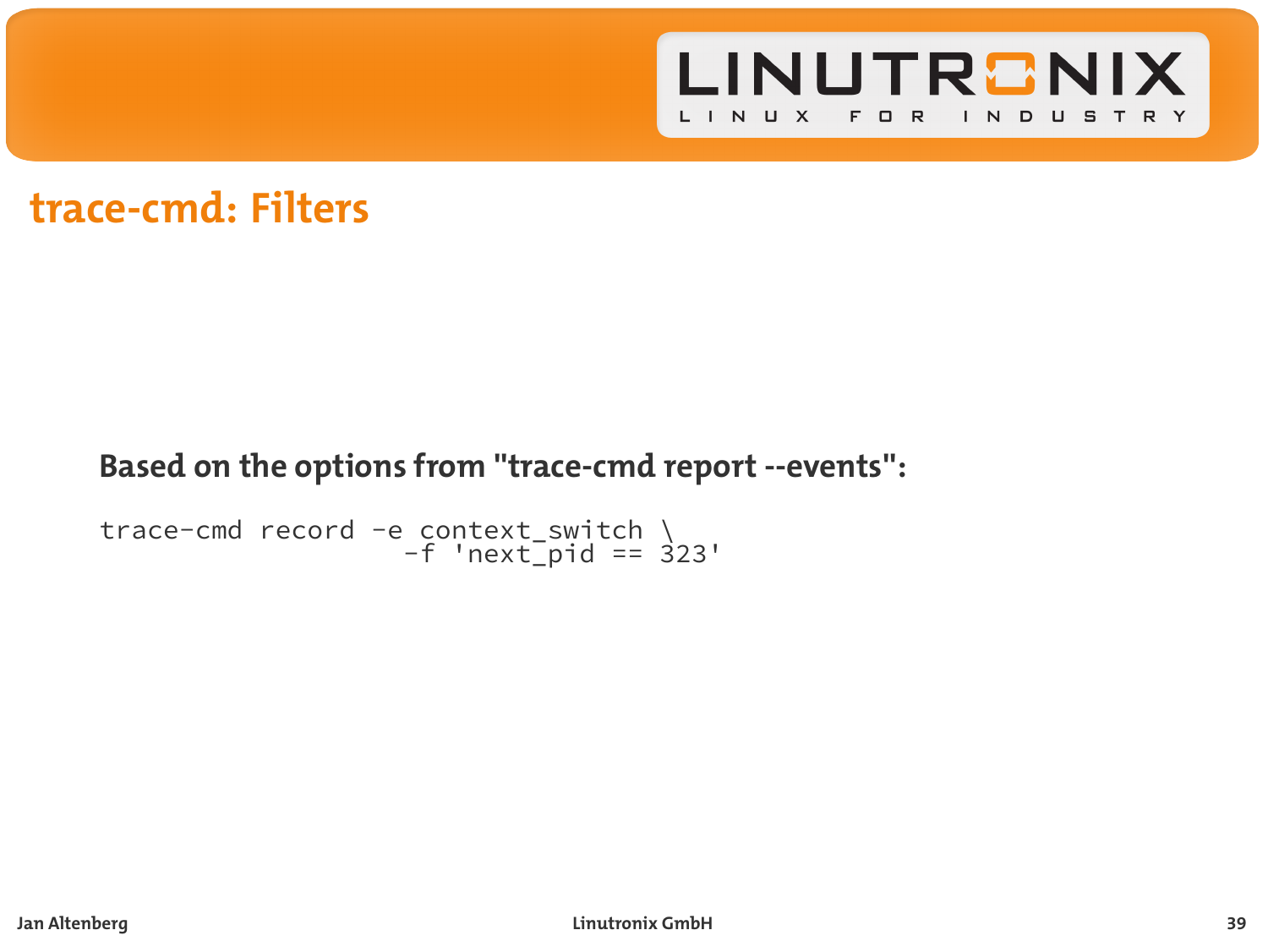# trace-cmd: Filters

**Based on the options from "trace-cmd report --events":**

```
trace-cmd record -e context_switch \
                   -f 'next_pid == 323'
```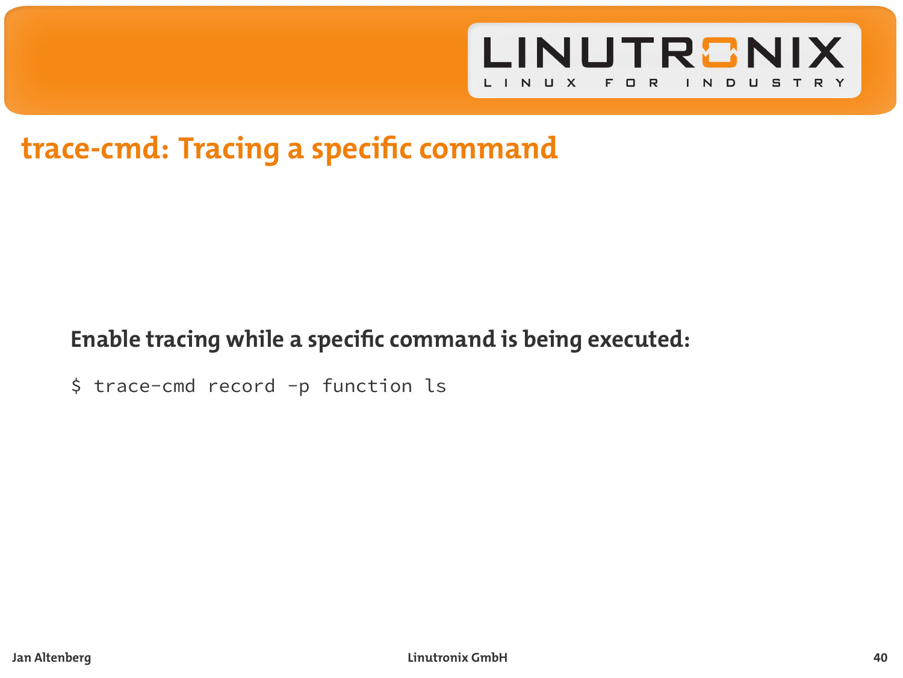# trace-cmd: Tracing a specific command

**Enable tracing while a specific command is being executed:**

```
$ trace-cmd record -p function ls
```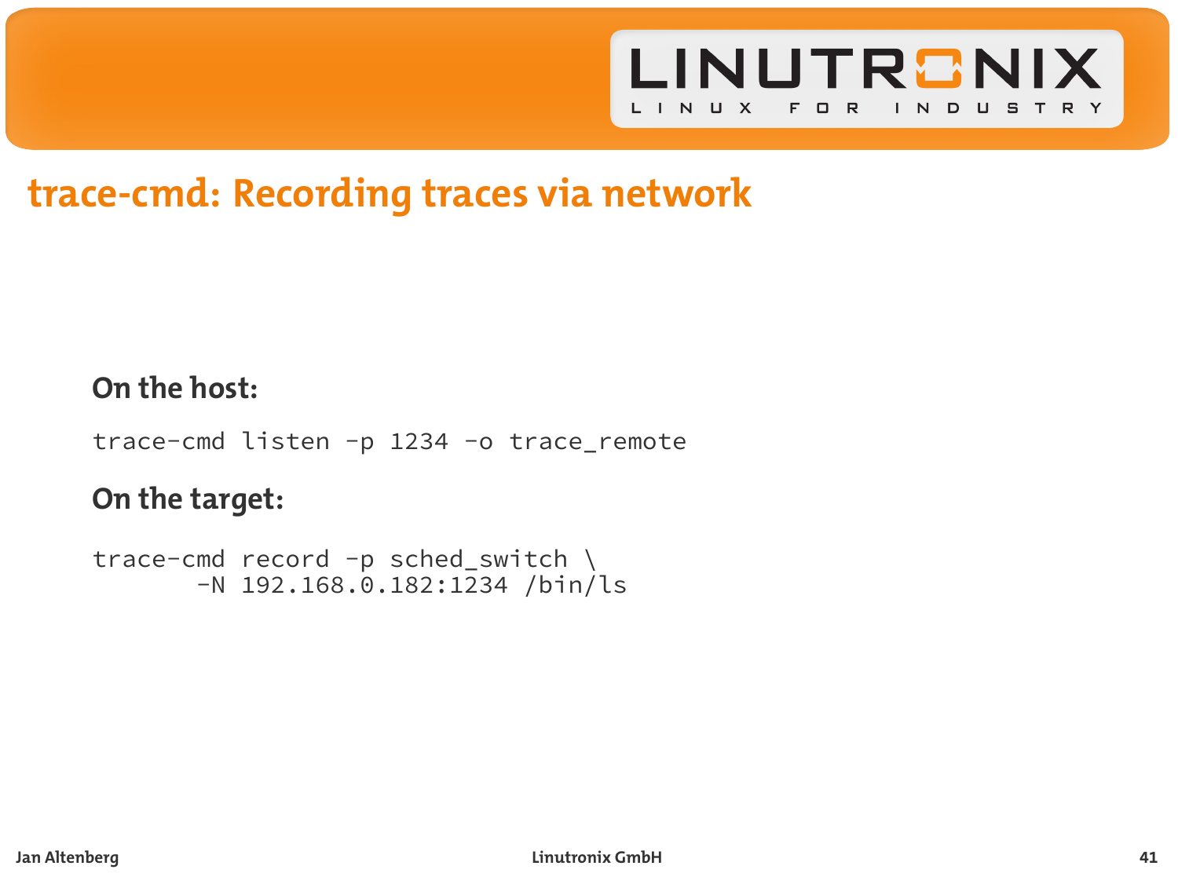# trace-cmd: Recording traces via network

**On the host:**

```
trace-cmd listen -p 1234 -o trace_remote
```

**On the target:**

```
trace-cmd record -p sched_switch \
       -N 192.168.0.182:1234 /bin/ls
```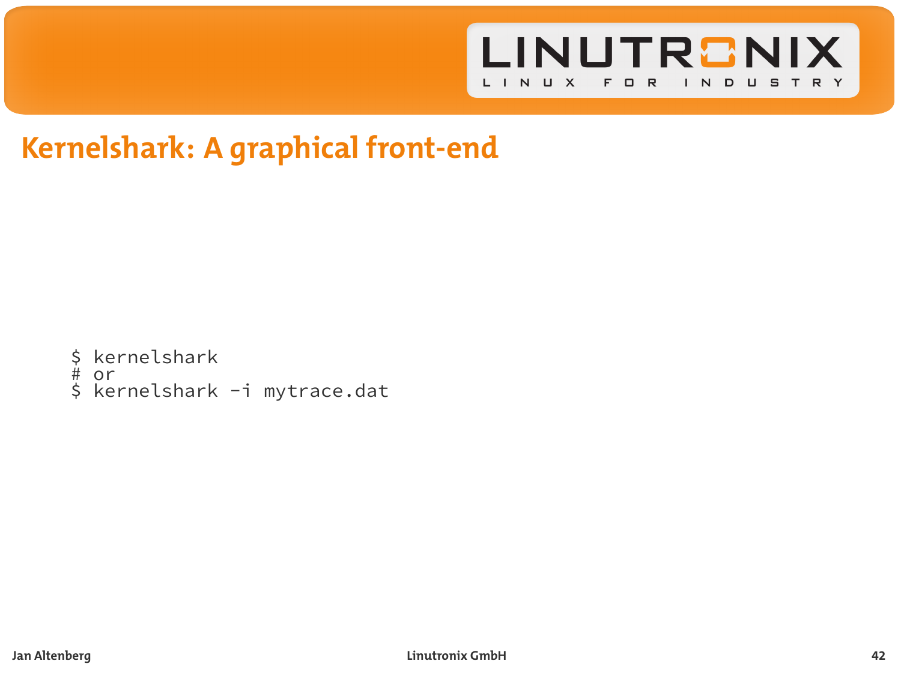# Kernelshark: A graphical front-end

```
$ kernelshark
# or
$ kernelshark -i mytrace.dat
```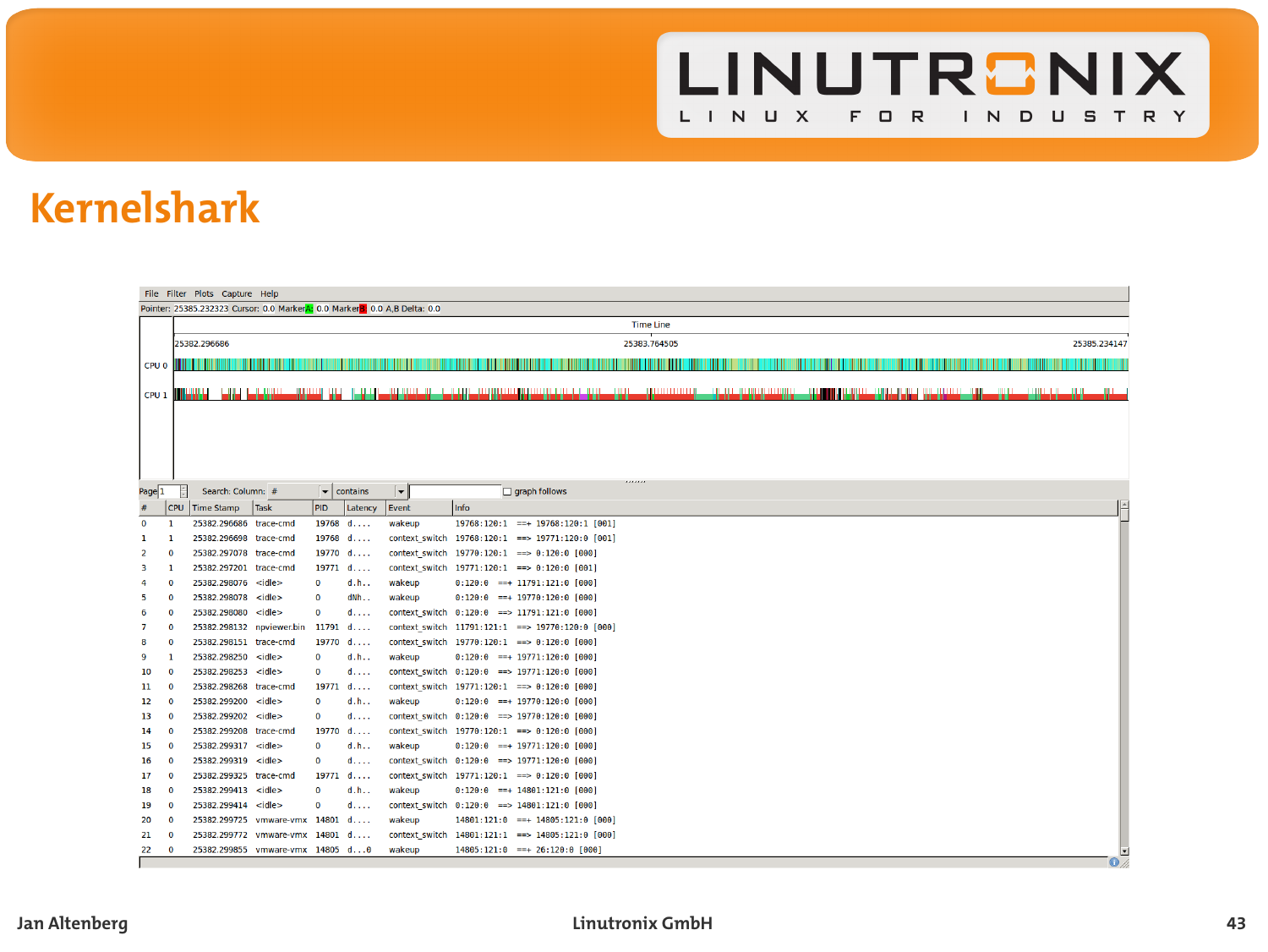# Kernelshark

File Filter Plots Capture Help

Pointer: 25385.232323 Cursor: 0.0 Marker A: 0.0 Marker B: 0.0 A,B Delta: 0.0

Time Line

25382.296686 25383.764505 25385.234147

CPU 0

CPU 1

Page 1 Search: Column: # contains graph follows

| # | CPU | Time Stamp | Task | PID | Latency | Event | Info |
|---|---|---|---|---|---|---|---|
| 0 | 1 | 25382.296686 | trace-cmd | 19768 | d.... | wakeup | 19768:120:1 ==+ 19768:120:1 [001] |
| 1 | 1 | 25382.296698 | trace-cmd | 19768 | d.... | context_switch | 19768:120:1 ==> 19771:120:0 [001] |
| 2 | 0 | 25382.297078 | trace-cmd | 19770 | d.... | context_switch | 19770:120:1 ==> 0:120:0 [000] |
| 3 | 1 | 25382.297201 | trace-cmd | 19771 | d.... | context_switch | 19771:120:1 ==> 0:120:0 [001] |
| 4 | 0 | 25382.298076 | <idle> | 0 | d.h.. | wakeup | 0:120:0 ==+ 11791:121:0 [000] |
| 5 | 0 | 25382.298078 | <idle> | 0 | dNh.. | wakeup | 0:120:0 ==+ 19770:120:0 [000] |
| 6 | 0 | 25382.298080 | <idle> | 0 | d.... | context_switch | 0:120:0 ==> 11791:121:0 [000] |
| 7 | 0 | 25382.298132 | npviewer.bin | 11791 | d.... | context_switch | 11791:121:1 ==> 19770:120:0 [000] |
| 8 | 0 | 25382.298151 | trace-cmd | 19770 | d.... | context_switch | 19770:120:1 ==> 0:120:0 [000] |
| 9 | 1 | 25382.298250 | <idle> | 0 | d.h.. | wakeup | 0:120:0 ==+ 19771:120:0 [000] |
| 10 | 0 | 25382.298253 | <idle> | 0 | d.... | context_switch | 0:120:0 ==> 19771:120:0 [000] |
| 11 | 0 | 25382.298268 | trace-cmd | 19771 | d.... | context_switch | 19771:120:1 ==> 0:120:0 [000] |
| 12 | 0 | 25382.299200 | <idle> | 0 | d.h.. | wakeup | 0:120:0 ==+ 19770:120:0 [000] |
| 13 | 0 | 25382.299202 | <idle> | 0 | d.... | context_switch | 0:120:0 ==> 19770:120:0 [000] |
| 14 | 0 | 25382.299208 | trace-cmd | 19770 | d.... | context_switch | 19770:120:1 ==> 0:120:0 [000] |
| 15 | 0 | 25382.299317 | <idle> | 0 | d.h.. | wakeup | 0:120:0 ==+ 19771:120:0 [000] |
| 16 | 0 | 25382.299319 | <idle> | 0 | d.... | context_switch | 0:120:0 ==> 19771:120:0 [000] |
| 17 | 0 | 25382.299325 | trace-cmd | 19771 | d.... | context_switch | 19771:120:1 ==> 0:120:0 [000] |
| 18 | 0 | 25382.299413 | <idle> | 0 | d.h.. | wakeup | 0:120:0 ==+ 14801:121:0 [000] |
| 19 | 0 | 25382.299414 | <idle> | 0 | d.... | context_switch | 0:120:0 ==> 14801:121:0 [000] |
| 20 | 0 | 25382.299725 | vmware-vmx | 14801 | d.... | wakeup | 14801:121:0 ==+ 14805:121:0 [000] |
| 21 | 0 | 25382.299772 | vmware-vmx | 14801 | d.... | context_switch | 14801:121:1 ==> 14805:121:0 [000] |
| 22 | 0 | 25382.299855 | vmware-vmx | 14805 | d...0 | wakeup | 14805:121:0 ==+ 26:120:0 [000] |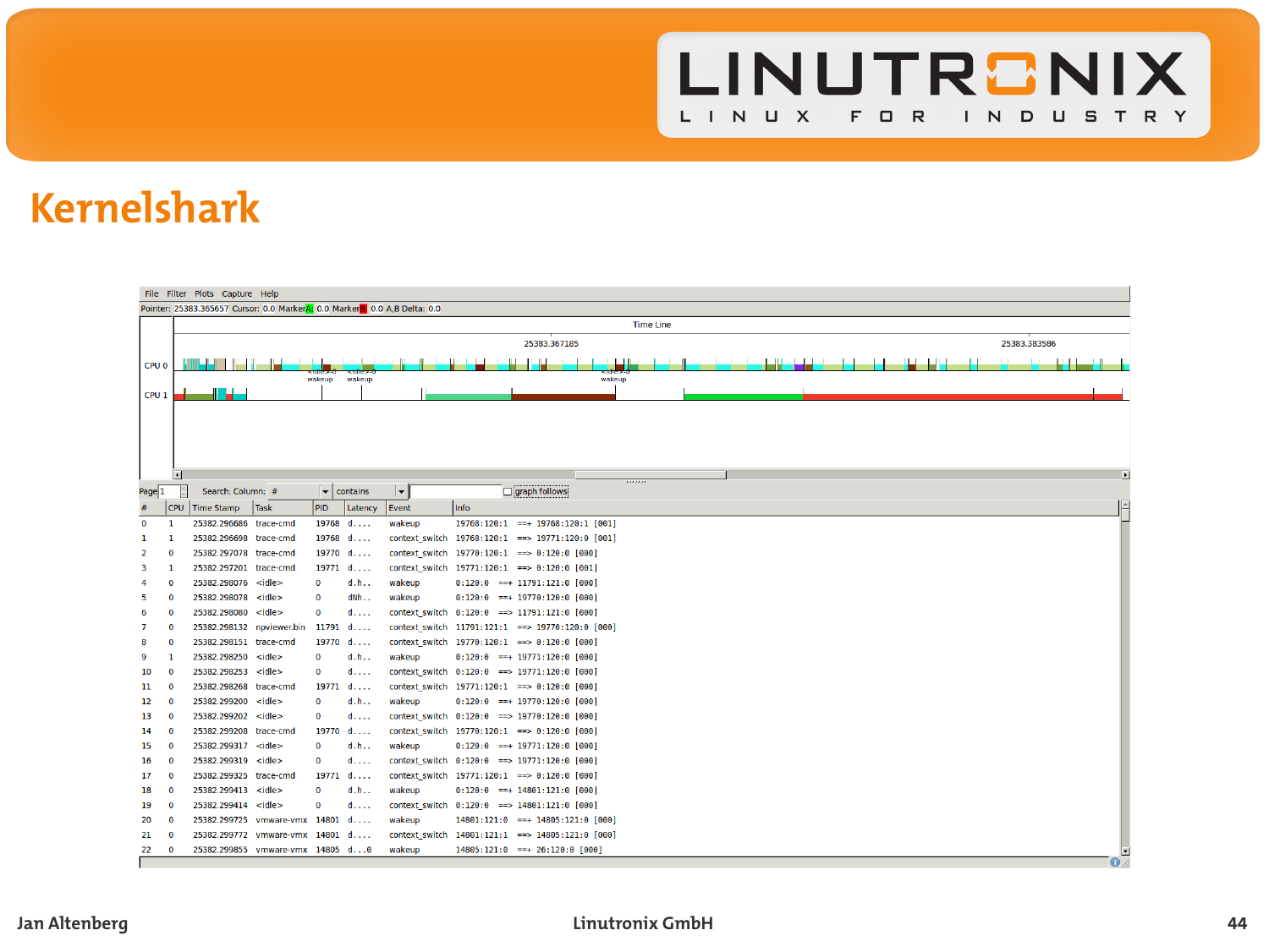# Kernelshark

File Filter Plots Capture Help

Pointer: 25383.365657 Cursor: 0.0 Marker A: 0.0 Marker B: 0.0 A,B Delta: 0.0

Time Line

25383.367185 — 25383.383586

CPU 0

CPU 1

Page 1 — Search: Column: # — contains — graph follows

| # | CPU | Time Stamp | Task | PID | Latency | Event | Info |
|---|---|---|---|---|---|---|---|
| 0 | 1 | 25382.296686 | trace-cmd | 19768 | d.... | wakeup | 19768:120:1 ==+ 19768:120:1 [001] |
| 1 | 1 | 25382.296698 | trace-cmd | 19768 | d.... | context_switch | 19768:120:1 ==> 19771:120:0 [001] |
| 2 | 0 | 25382.297078 | trace-cmd | 19770 | d.... | context_switch | 19770:120:1 ==> 0:120:0 [000] |
| 3 | 1 | 25382.297201 | trace-cmd | 19771 | d.... | context_switch | 19771:120:1 ==> 0:120:0 [001] |
| 4 | 0 | 25382.298076 | <idle> | 0 | d.h.. | wakeup | 0:120:0 ==+ 11791:121:0 [000] |
| 5 | 0 | 25382.298078 | <idle> | 0 | dNh.. | wakeup | 0:120:0 ==+ 19770:120:0 [000] |
| 6 | 0 | 25382.298080 | <idle> | 0 | d.... | context_switch | 0:120:0 ==> 11791:121:0 [000] |
| 7 | 0 | 25382.298132 | npviewer.bin | 11791 | d.... | context_switch | 11791:121:1 ==> 19770:120:0 [000] |
| 8 | 0 | 25382.298151 | trace-cmd | 19770 | d.... | context_switch | 19770:120:1 ==> 0:120:0 [000] |
| 9 | 1 | 25382.298250 | <idle> | 0 | d.h.. | wakeup | 0:120:0 ==+ 19771:120:0 [000] |
| 10 | 0 | 25382.298253 | <idle> | 0 | d.... | context_switch | 0:120:0 ==> 19771:120:0 [000] |
| 11 | 0 | 25382.298268 | trace-cmd | 19771 | d.... | context_switch | 19771:120:1 ==> 0:120:0 [000] |
| 12 | 0 | 25382.299200 | <idle> | 0 | d.h.. | wakeup | 0:120:0 ==+ 19770:120:0 [000] |
| 13 | 0 | 25382.299202 | <idle> | 0 | d.... | context_switch | 0:120:0 ==> 19770:120:0 [000] |
| 14 | 0 | 25382.299208 | trace-cmd | 19770 | d.... | context_switch | 19770:120:1 ==> 0:120:0 [000] |
| 15 | 0 | 25382.299317 | <idle> | 0 | d.h.. | wakeup | 0:120:0 ==+ 19771:120:0 [000] |
| 16 | 0 | 25382.299319 | <idle> | 0 | d.... | context_switch | 0:120:0 ==> 19771:120:0 [000] |
| 17 | 0 | 25382.299325 | trace-cmd | 19771 | d.... | context_switch | 19771:120:1 ==> 0:120:0 [000] |
| 18 | 0 | 25382.299413 | <idle> | 0 | d.h.. | wakeup | 0:120:0 ==+ 14801:121:0 [000] |
| 19 | 0 | 25382.299414 | <idle> | 0 | d.... | context_switch | 0:120:0 ==> 14801:121:0 [000] |
| 20 | 0 | 25382.299725 | vmware-vmx | 14801 | d.... | wakeup | 14801:121:0 ==+ 14805:121:0 [000] |
| 21 | 0 | 25382.299772 | vmware-vmx | 14801 | d.... | context_switch | 14801:121:1 ==> 14805:121:0 [000] |
| 22 | 0 | 25382.299855 | vmware-vmx | 14805 | d...0 | wakeup | 14805:121:0 ==+ 26:120:0 [000] |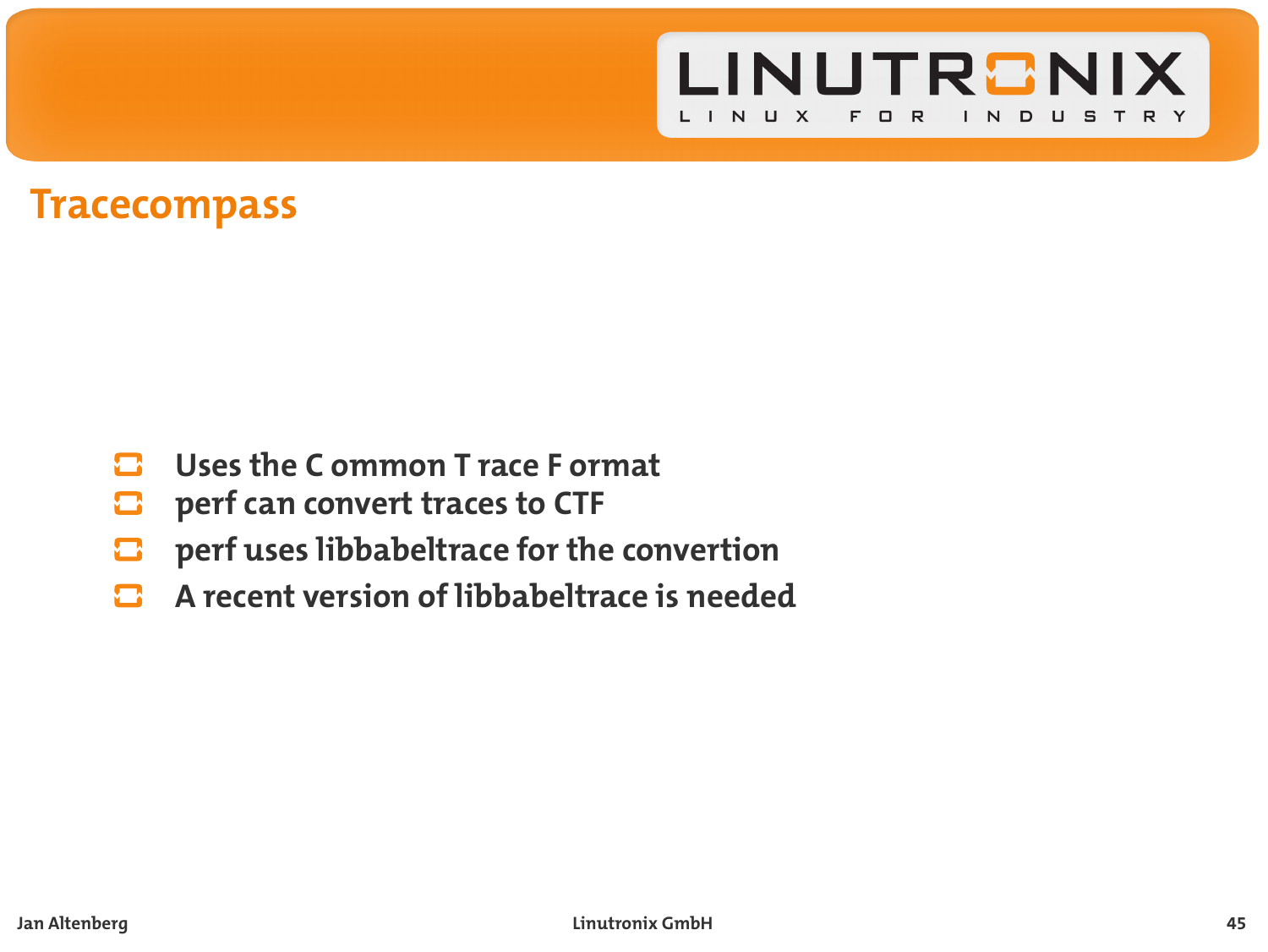# Tracecompass

- Uses the C ommon T race F ormat
- perf can convert traces to CTF
- perf uses libbabeltrace for the convertion
- A recent version of libbabeltrace is needed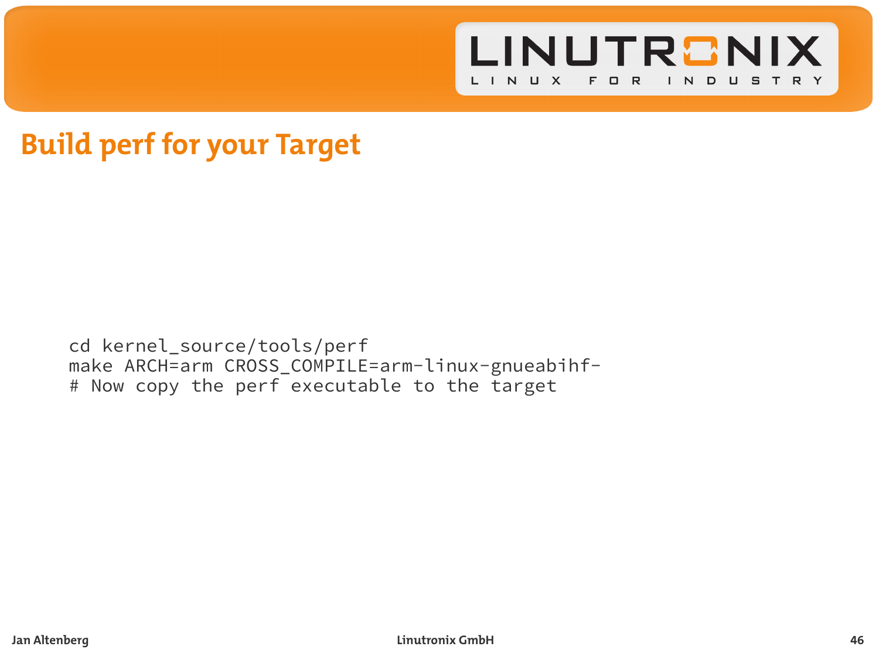# Build perf for your Target

```
cd kernel_source/tools/perf
make ARCH=arm CROSS_COMPILE=arm-linux-gnueabihf-
# Now copy the perf executable to the target
```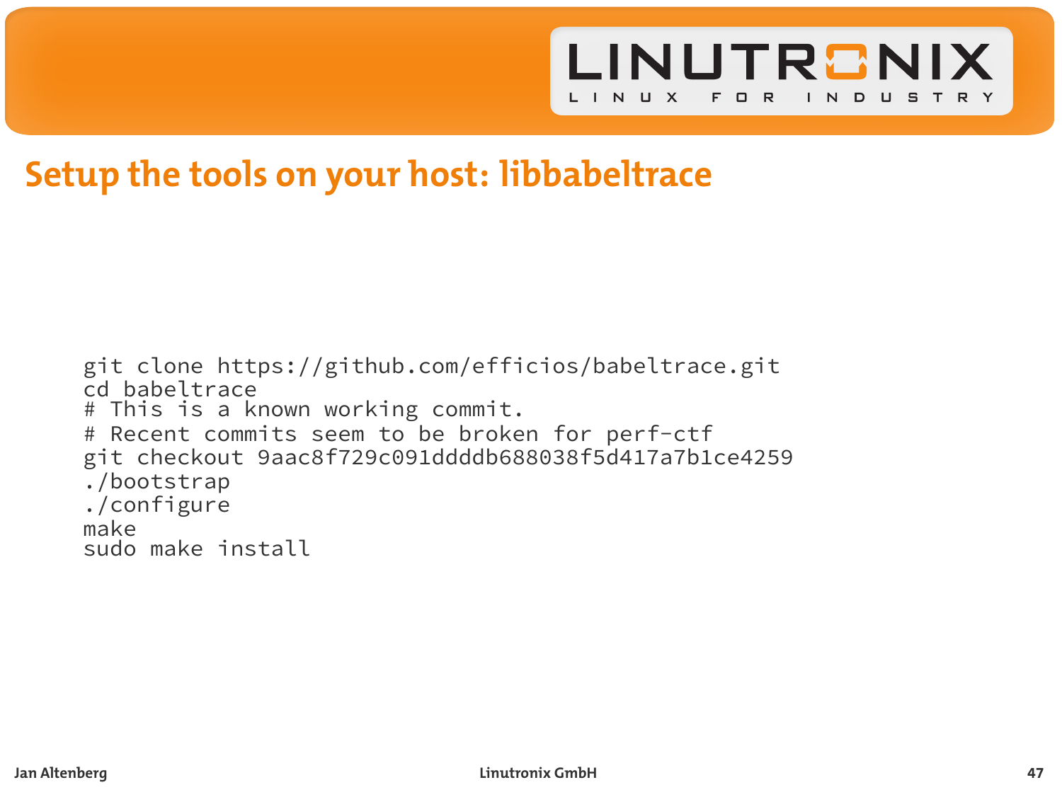# Setup the tools on your host: libbabeltrace

```
git clone https://github.com/efficios/babeltrace.git
cd babeltrace
# This is a known working commit.
# Recent commits seem to be broken for perf-ctf
git checkout 9aac8f729c091ddddb688038f5d417a7b1ce4259
./bootstrap
./configure
make
sudo make install
```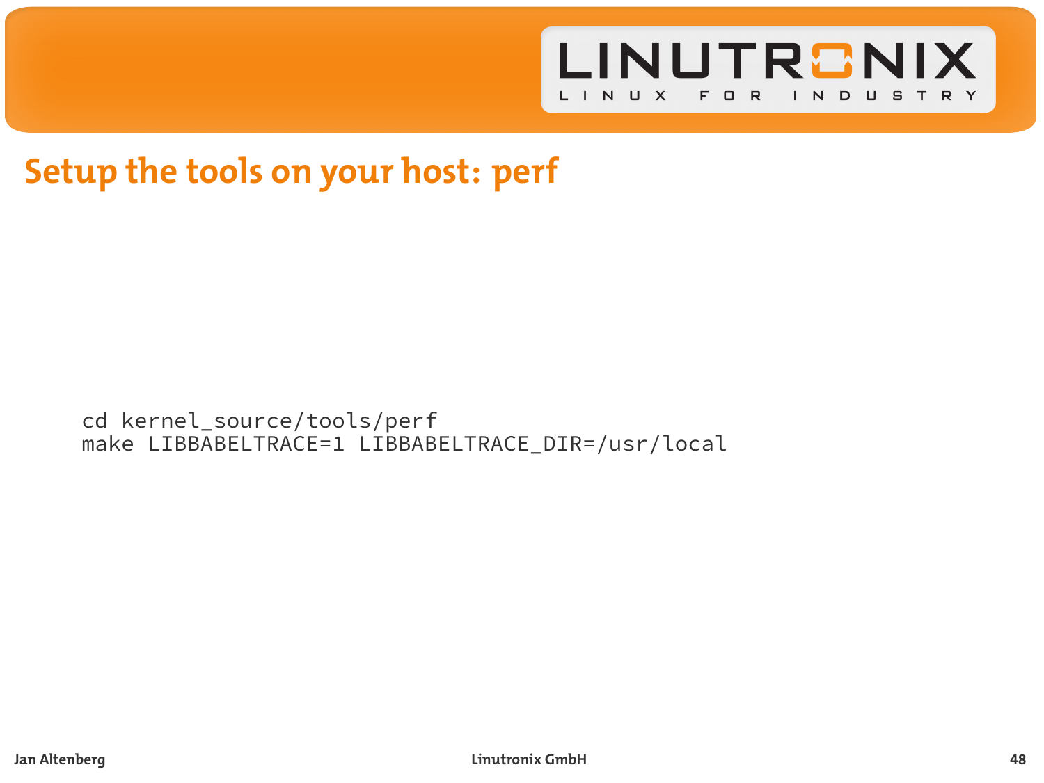## Setup the tools on your host: perf

```
cd kernel_source/tools/perf
make LIBBABELTRACE=1 LIBBABELTRACE_DIR=/usr/local
```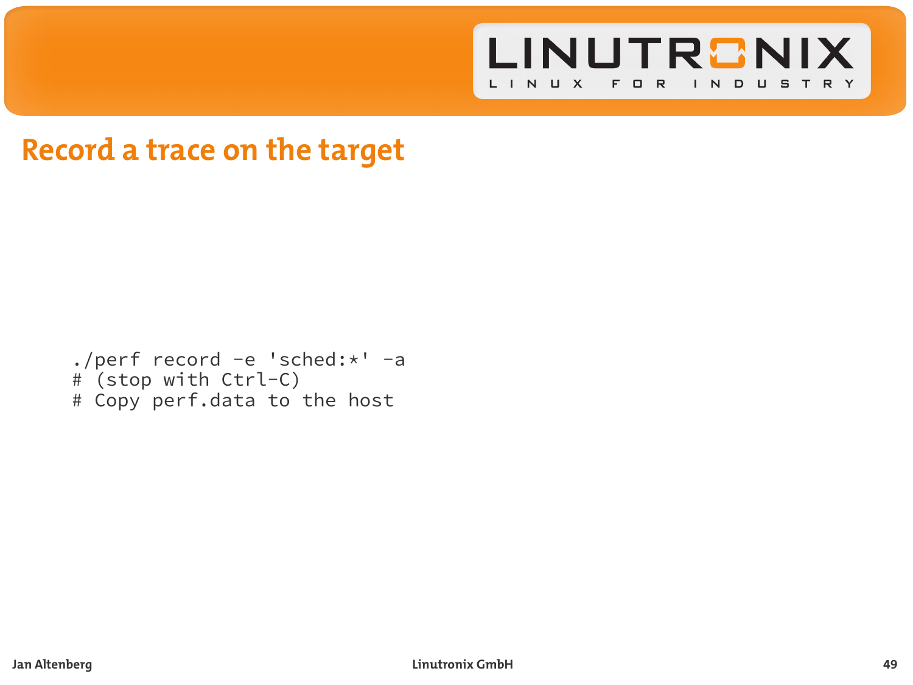# Record a trace on the target

```
./perf record -e 'sched:*' -a
# (stop with Ctrl-C)
# Copy perf.data to the host
```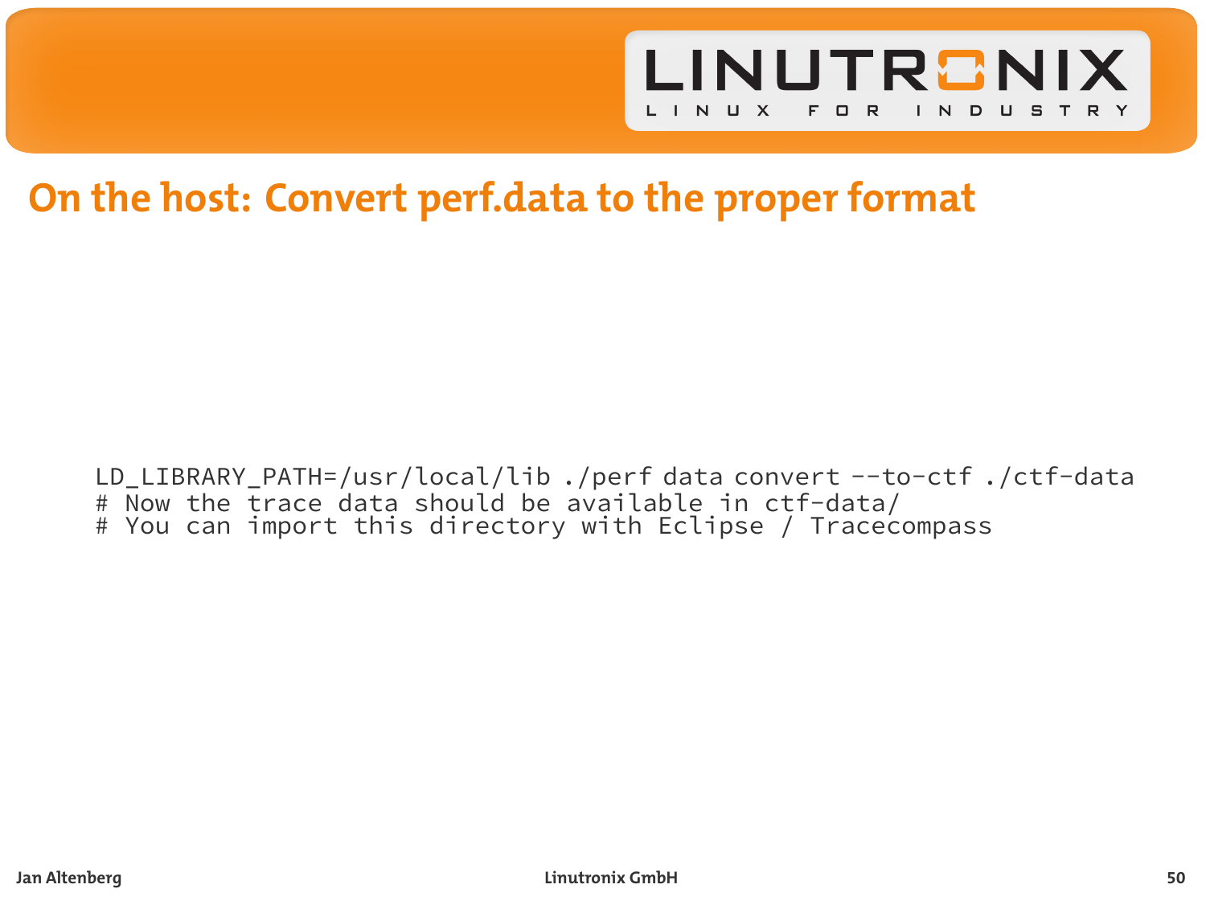# On the host: Convert perf.data to the proper format

```
LD_LIBRARY_PATH=/usr/local/lib ./perf data convert --to-ctf ./ctf-data
# Now the trace data should be available in ctf-data/
# You can import this directory with Eclipse / Tracecompass
```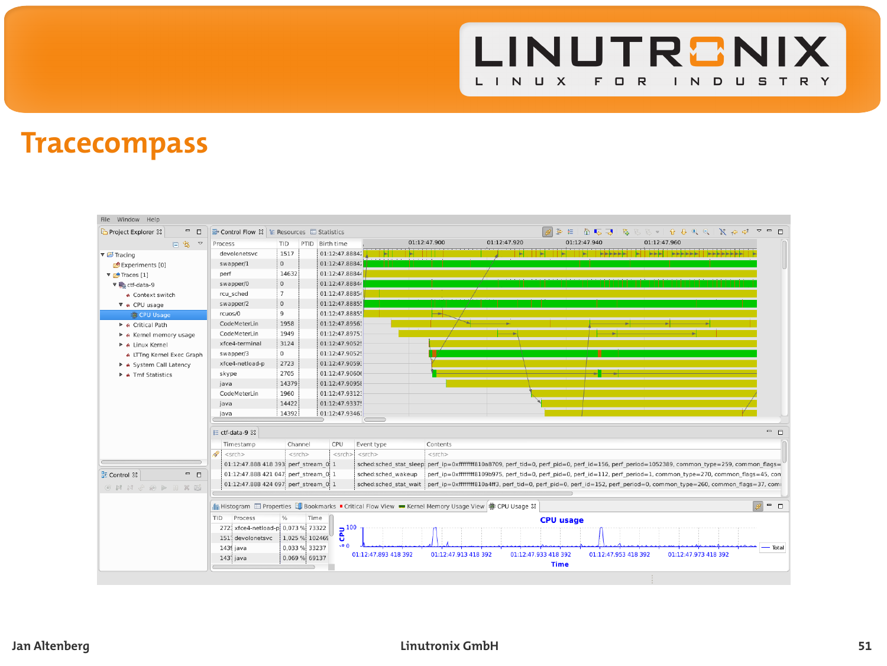# Tracecompass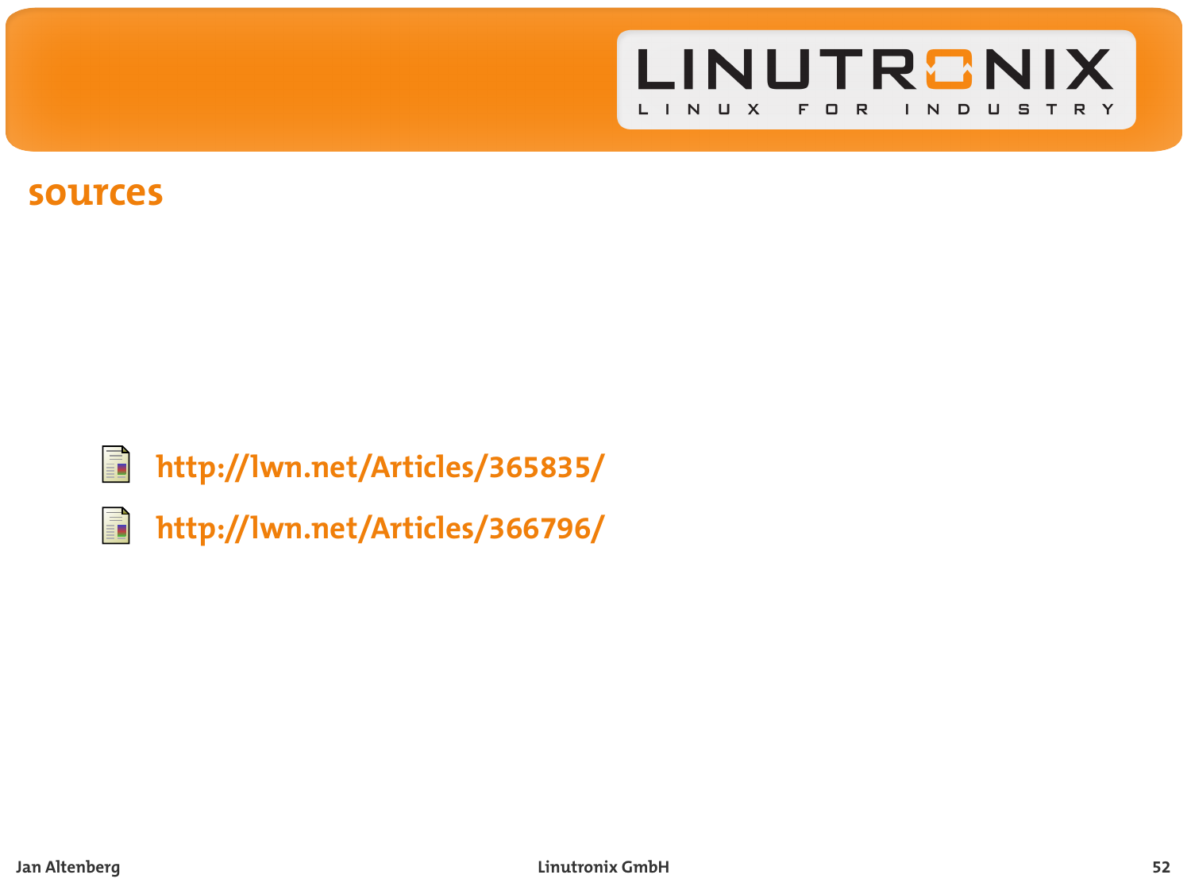## sources

- http://lwn.net/Articles/365835/
- http://lwn.net/Articles/366796/